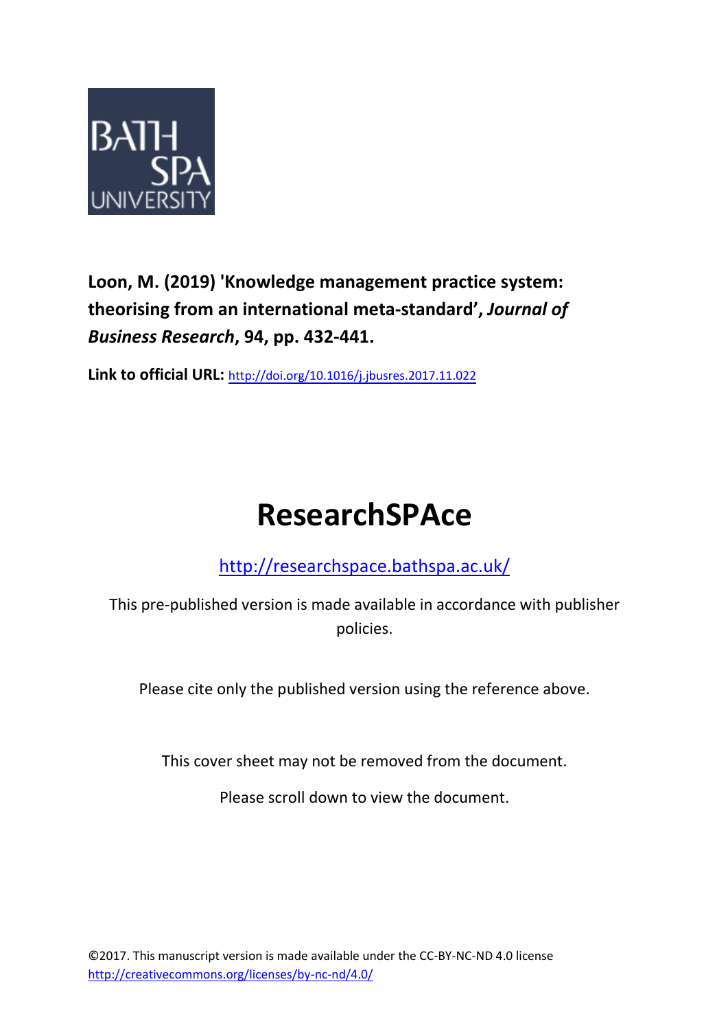BATH SPA UNIVERSITY

**Loon, M. (2019) 'Knowledge management practice system: theorising from an international meta-standard', *Journal of Business Research*, 94, pp. 432-441.**

**Link to official URL:** http://doi.org/10.1016/j.jbusres.2017.11.022

# ResearchSPAce

http://researchspace.bathspa.ac.uk/

This pre-published version is made available in accordance with publisher policies.

Please cite only the published version using the reference above.

This cover sheet may not be removed from the document.

Please scroll down to view the document.

©2017. This manuscript version is made available under the CC-BY-NC-ND 4.0 license http://creativecommons.org/licenses/by-nc-nd/4.0/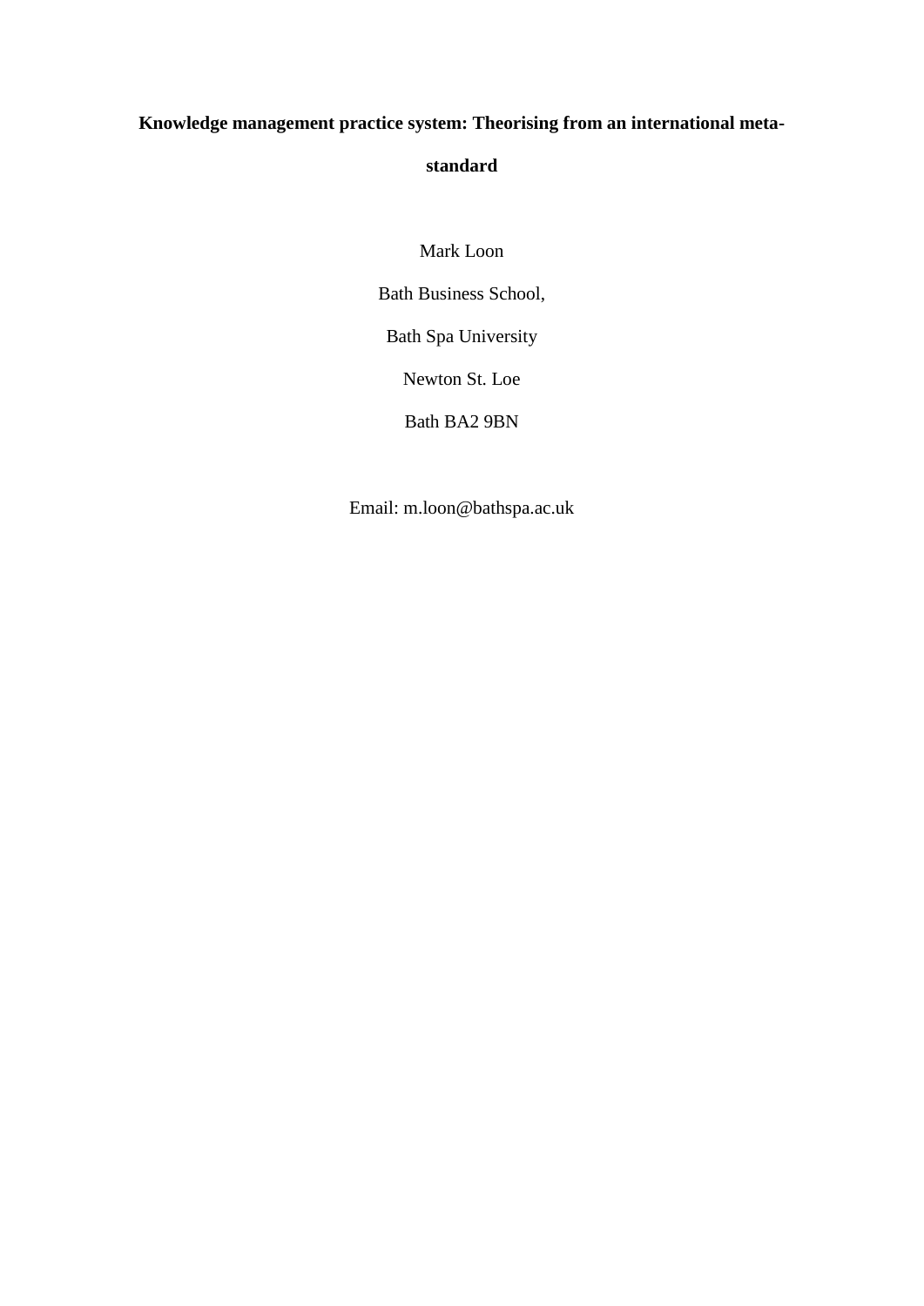# Knowledge management practice system: Theorising from an international meta-standard

Mark Loon

Bath Business School,

Bath Spa University

Newton St. Loe

Bath BA2 9BN

Email: m.loon@bathspa.ac.uk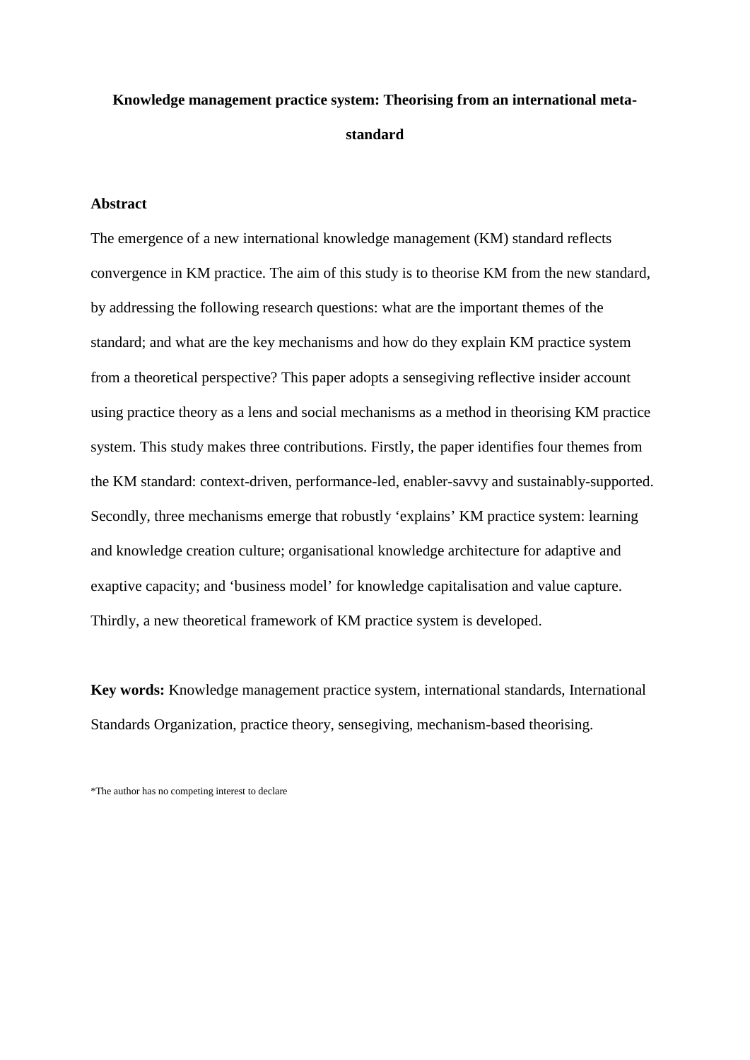# Knowledge management practice system: Theorising from an international meta-standard

## Abstract

The emergence of a new international knowledge management (KM) standard reflects convergence in KM practice. The aim of this study is to theorise KM from the new standard, by addressing the following research questions: what are the important themes of the standard; and what are the key mechanisms and how do they explain KM practice system from a theoretical perspective? This paper adopts a sensegiving reflective insider account using practice theory as a lens and social mechanisms as a method in theorising KM practice system. This study makes three contributions. Firstly, the paper identifies four themes from the KM standard: context-driven, performance-led, enabler-savvy and sustainably-supported. Secondly, three mechanisms emerge that robustly 'explains' KM practice system: learning and knowledge creation culture; organisational knowledge architecture for adaptive and exaptive capacity; and 'business model' for knowledge capitalisation and value capture. Thirdly, a new theoretical framework of KM practice system is developed.

**Key words:** Knowledge management practice system, international standards, International Standards Organization, practice theory, sensegiving, mechanism-based theorising.

*The author has no competing interest to declare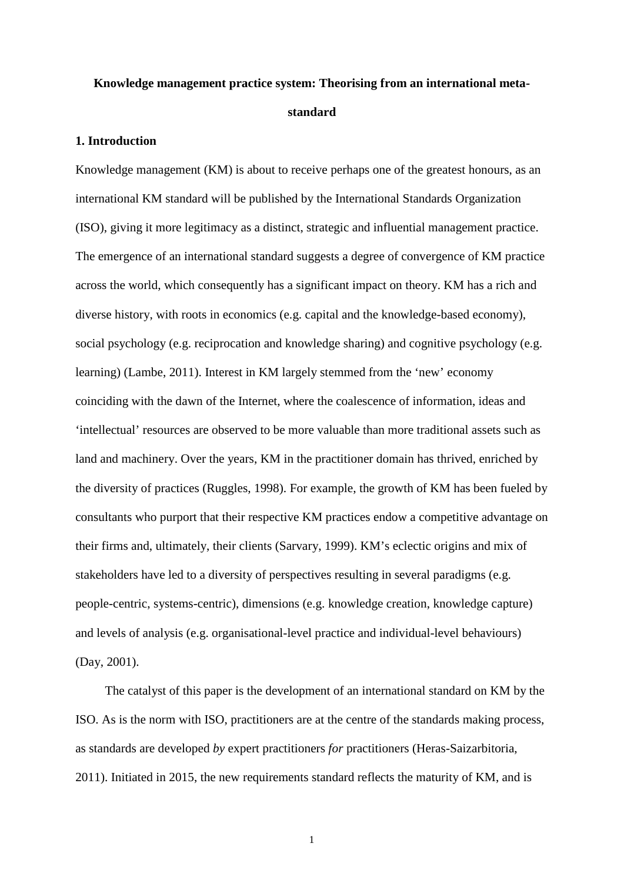# Knowledge management practice system: Theorising from an international meta-standard

## 1. Introduction

Knowledge management (KM) is about to receive perhaps one of the greatest honours, as an international KM standard will be published by the International Standards Organization (ISO), giving it more legitimacy as a distinct, strategic and influential management practice. The emergence of an international standard suggests a degree of convergence of KM practice across the world, which consequently has a significant impact on theory. KM has a rich and diverse history, with roots in economics (e.g. capital and the knowledge-based economy), social psychology (e.g. reciprocation and knowledge sharing) and cognitive psychology (e.g. learning) (Lambe, 2011). Interest in KM largely stemmed from the 'new' economy coinciding with the dawn of the Internet, where the coalescence of information, ideas and 'intellectual' resources are observed to be more valuable than more traditional assets such as land and machinery. Over the years, KM in the practitioner domain has thrived, enriched by the diversity of practices (Ruggles, 1998). For example, the growth of KM has been fueled by consultants who purport that their respective KM practices endow a competitive advantage on their firms and, ultimately, their clients (Sarvary, 1999). KM's eclectic origins and mix of stakeholders have led to a diversity of perspectives resulting in several paradigms (e.g. people-centric, systems-centric), dimensions (e.g. knowledge creation, knowledge capture) and levels of analysis (e.g. organisational-level practice and individual-level behaviours) (Day, 2001).

The catalyst of this paper is the development of an international standard on KM by the ISO. As is the norm with ISO, practitioners are at the centre of the standards making process, as standards are developed *by* expert practitioners *for* practitioners (Heras-Saizarbitoria, 2011). Initiated in 2015, the new requirements standard reflects the maturity of KM, and is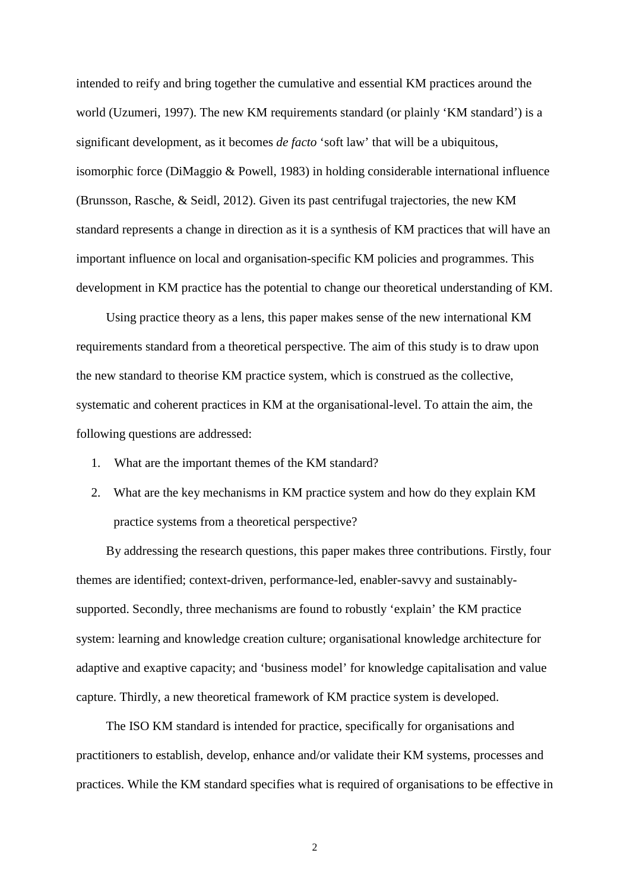intended to reify and bring together the cumulative and essential KM practices around the world (Uzumeri, 1997). The new KM requirements standard (or plainly 'KM standard') is a significant development, as it becomes *de facto* 'soft law' that will be a ubiquitous, isomorphic force (DiMaggio & Powell, 1983) in holding considerable international influence (Brunsson, Rasche, & Seidl, 2012). Given its past centrifugal trajectories, the new KM standard represents a change in direction as it is a synthesis of KM practices that will have an important influence on local and organisation-specific KM policies and programmes. This development in KM practice has the potential to change our theoretical understanding of KM.

Using practice theory as a lens, this paper makes sense of the new international KM requirements standard from a theoretical perspective. The aim of this study is to draw upon the new standard to theorise KM practice system, which is construed as the collective, systematic and coherent practices in KM at the organisational-level. To attain the aim, the following questions are addressed:

1. What are the important themes of the KM standard?
2. What are the key mechanisms in KM practice system and how do they explain KM practice systems from a theoretical perspective?

By addressing the research questions, this paper makes three contributions. Firstly, four themes are identified; context-driven, performance-led, enabler-savvy and sustainably-supported. Secondly, three mechanisms are found to robustly 'explain' the KM practice system: learning and knowledge creation culture; organisational knowledge architecture for adaptive and exaptive capacity; and 'business model' for knowledge capitalisation and value capture. Thirdly, a new theoretical framework of KM practice system is developed.

The ISO KM standard is intended for practice, specifically for organisations and practitioners to establish, develop, enhance and/or validate their KM systems, processes and practices. While the KM standard specifies what is required of organisations to be effective in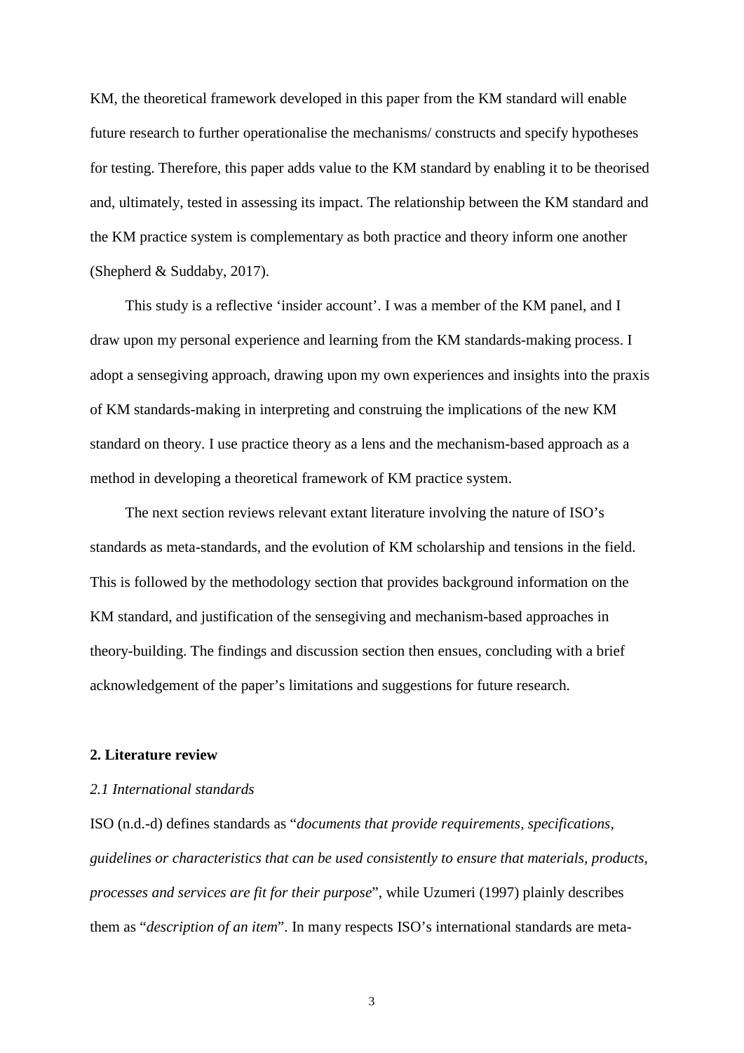KM, the theoretical framework developed in this paper from the KM standard will enable future research to further operationalise the mechanisms/ constructs and specify hypotheses for testing. Therefore, this paper adds value to the KM standard by enabling it to be theorised and, ultimately, tested in assessing its impact. The relationship between the KM standard and the KM practice system is complementary as both practice and theory inform one another (Shepherd & Suddaby, 2017).

This study is a reflective 'insider account'. I was a member of the KM panel, and I draw upon my personal experience and learning from the KM standards-making process. I adopt a sensegiving approach, drawing upon my own experiences and insights into the praxis of KM standards-making in interpreting and construing the implications of the new KM standard on theory. I use practice theory as a lens and the mechanism-based approach as a method in developing a theoretical framework of KM practice system.

The next section reviews relevant extant literature involving the nature of ISO's standards as meta-standards, and the evolution of KM scholarship and tensions in the field. This is followed by the methodology section that provides background information on the KM standard, and justification of the sensegiving and mechanism-based approaches in theory-building. The findings and discussion section then ensues, concluding with a brief acknowledgement of the paper's limitations and suggestions for future research.

## 2. Literature review

### *2.1 International standards*

ISO (n.d.-d) defines standards as "*documents that provide requirements, specifications, guidelines or characteristics that can be used consistently to ensure that materials, products, processes and services are fit for their purpose*", while Uzumeri (1997) plainly describes them as "*description of an item*". In many respects ISO's international standards are meta-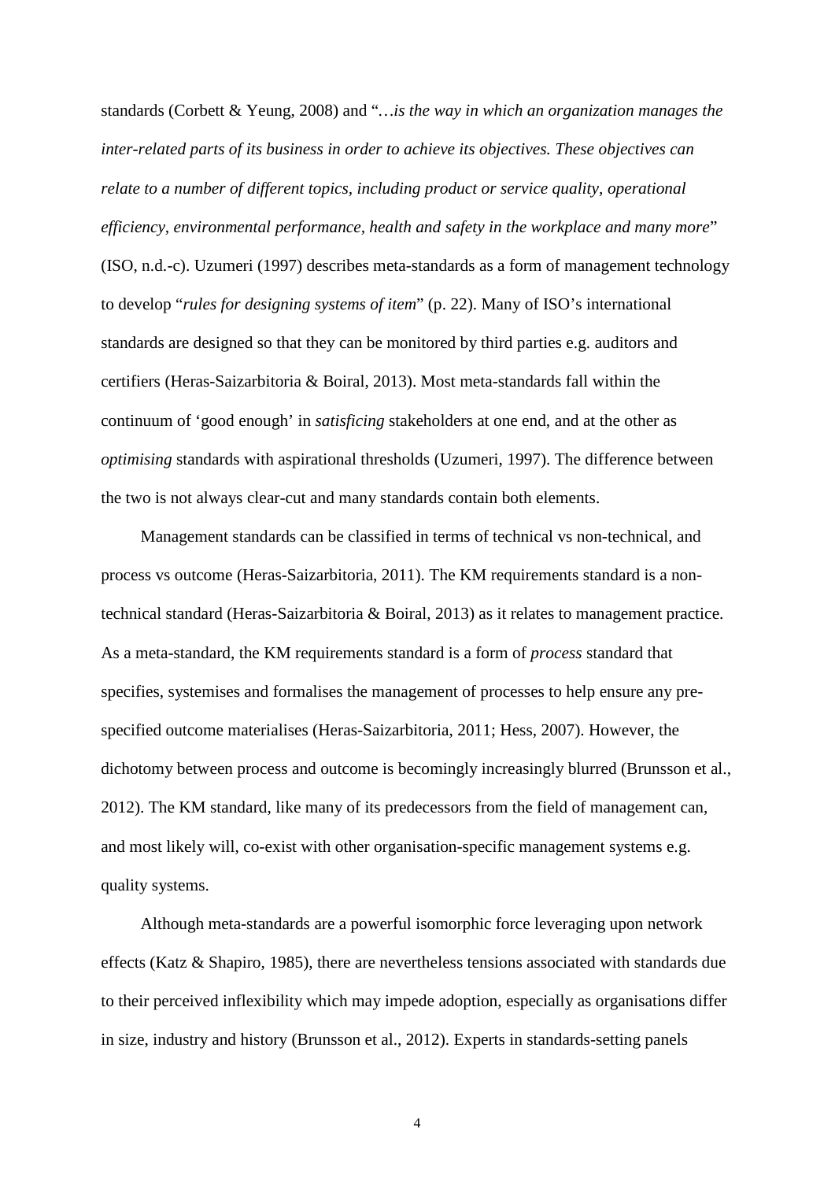standards (Corbett & Yeung, 2008) and "…*is the way in which an organization manages the inter-related parts of its business in order to achieve its objectives. These objectives can relate to a number of different topics, including product or service quality, operational efficiency, environmental performance, health and safety in the workplace and many more*" (ISO, n.d.-c). Uzumeri (1997) describes meta-standards as a form of management technology to develop "*rules for designing systems of item*" (p. 22). Many of ISO's international standards are designed so that they can be monitored by third parties e.g. auditors and certifiers (Heras-Saizarbitoria & Boiral, 2013). Most meta-standards fall within the continuum of 'good enough' in *satisficing* stakeholders at one end, and at the other as *optimising* standards with aspirational thresholds (Uzumeri, 1997). The difference between the two is not always clear-cut and many standards contain both elements.

Management standards can be classified in terms of technical vs non-technical, and process vs outcome (Heras-Saizarbitoria, 2011). The KM requirements standard is a non-technical standard (Heras-Saizarbitoria & Boiral, 2013) as it relates to management practice. As a meta-standard, the KM requirements standard is a form of *process* standard that specifies, systemises and formalises the management of processes to help ensure any pre-specified outcome materialises (Heras-Saizarbitoria, 2011; Hess, 2007). However, the dichotomy between process and outcome is becomingly increasingly blurred (Brunsson et al., 2012). The KM standard, like many of its predecessors from the field of management can, and most likely will, co-exist with other organisation-specific management systems e.g. quality systems.

Although meta-standards are a powerful isomorphic force leveraging upon network effects (Katz & Shapiro, 1985), there are nevertheless tensions associated with standards due to their perceived inflexibility which may impede adoption, especially as organisations differ in size, industry and history (Brunsson et al., 2012). Experts in standards-setting panels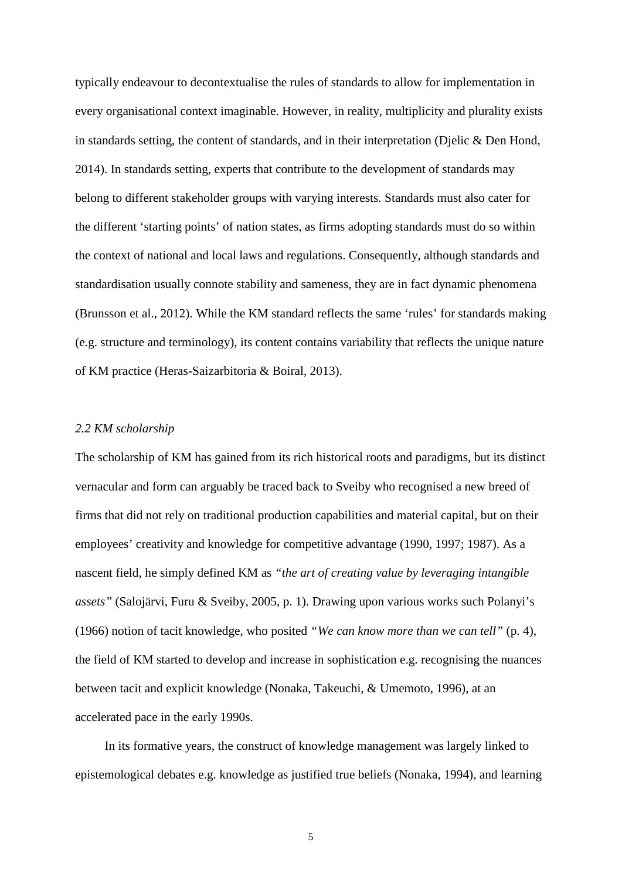typically endeavour to decontextualise the rules of standards to allow for implementation in every organisational context imaginable. However, in reality, multiplicity and plurality exists in standards setting, the content of standards, and in their interpretation (Djelic & Den Hond, 2014). In standards setting, experts that contribute to the development of standards may belong to different stakeholder groups with varying interests. Standards must also cater for the different 'starting points' of nation states, as firms adopting standards must do so within the context of national and local laws and regulations. Consequently, although standards and standardisation usually connote stability and sameness, they are in fact dynamic phenomena (Brunsson et al., 2012). While the KM standard reflects the same 'rules' for standards making (e.g. structure and terminology), its content contains variability that reflects the unique nature of KM practice (Heras-Saizarbitoria & Boiral, 2013).

### *2.2 KM scholarship*

The scholarship of KM has gained from its rich historical roots and paradigms, but its distinct vernacular and form can arguably be traced back to Sveiby who recognised a new breed of firms that did not rely on traditional production capabilities and material capital, but on their employees' creativity and knowledge for competitive advantage (1990, 1997; 1987). As a nascent field, he simply defined KM as *"the art of creating value by leveraging intangible assets"* (Salojärvi, Furu & Sveiby, 2005, p. 1). Drawing upon various works such Polanyi's (1966) notion of tacit knowledge, who posited *"We can know more than we can tell"* (p. 4), the field of KM started to develop and increase in sophistication e.g. recognising the nuances between tacit and explicit knowledge (Nonaka, Takeuchi, & Umemoto, 1996), at an accelerated pace in the early 1990s.

In its formative years, the construct of knowledge management was largely linked to epistemological debates e.g. knowledge as justified true beliefs (Nonaka, 1994), and learning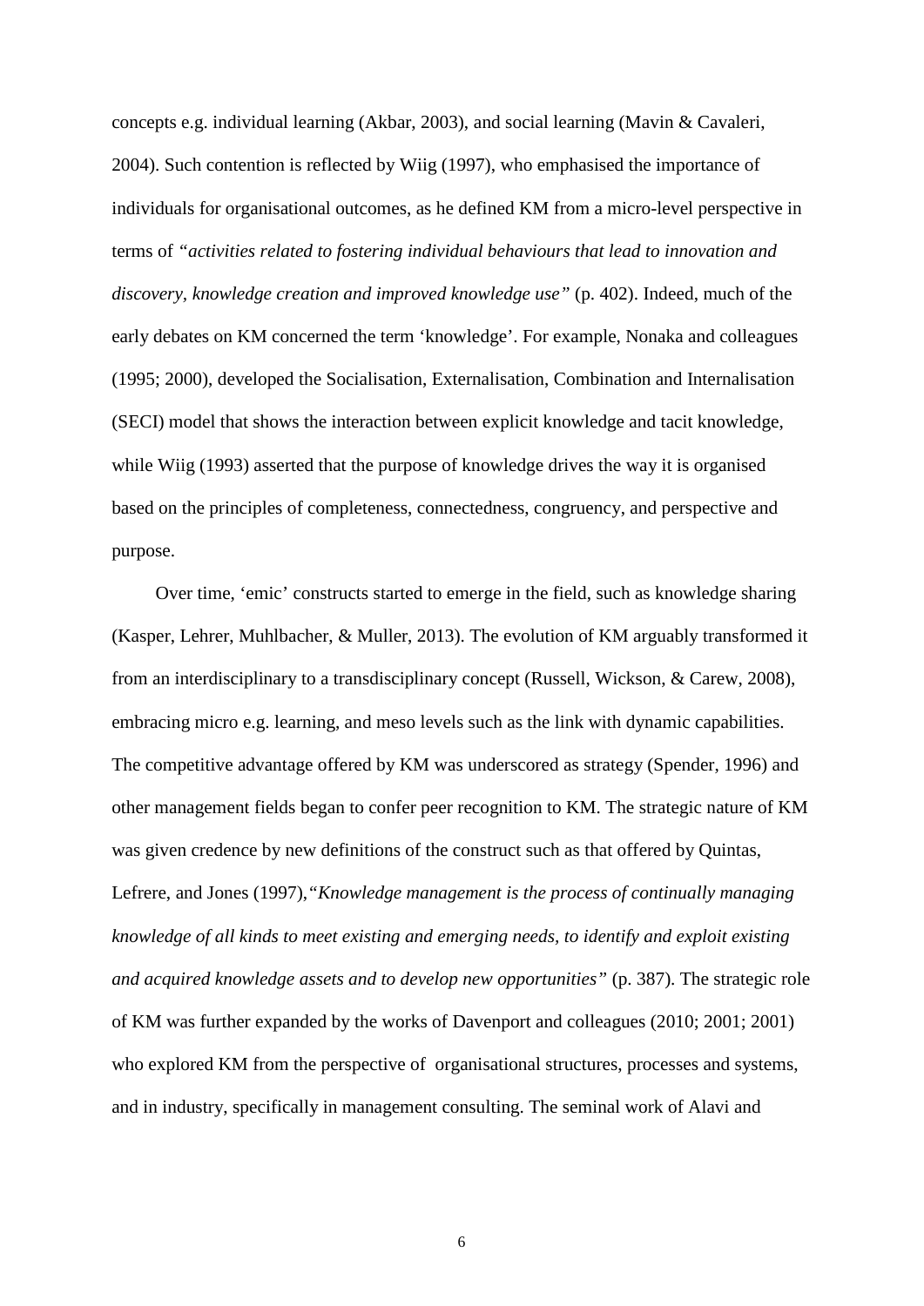concepts e.g. individual learning (Akbar, 2003), and social learning (Mavin & Cavaleri, 2004). Such contention is reflected by Wiig (1997), who emphasised the importance of individuals for organisational outcomes, as he defined KM from a micro-level perspective in terms of *"activities related to fostering individual behaviours that lead to innovation and discovery, knowledge creation and improved knowledge use"* (p. 402). Indeed, much of the early debates on KM concerned the term 'knowledge'. For example, Nonaka and colleagues (1995; 2000), developed the Socialisation, Externalisation, Combination and Internalisation (SECI) model that shows the interaction between explicit knowledge and tacit knowledge, while Wiig (1993) asserted that the purpose of knowledge drives the way it is organised based on the principles of completeness, connectedness, congruency, and perspective and purpose.

Over time, 'emic' constructs started to emerge in the field, such as knowledge sharing (Kasper, Lehrer, Muhlbacher, & Muller, 2013). The evolution of KM arguably transformed it from an interdisciplinary to a transdisciplinary concept (Russell, Wickson, & Carew, 2008), embracing micro e.g. learning, and meso levels such as the link with dynamic capabilities. The competitive advantage offered by KM was underscored as strategy (Spender, 1996) and other management fields began to confer peer recognition to KM. The strategic nature of KM was given credence by new definitions of the construct such as that offered by Quintas, Lefrere, and Jones (1997),*"Knowledge management is the process of continually managing knowledge of all kinds to meet existing and emerging needs, to identify and exploit existing and acquired knowledge assets and to develop new opportunities"* (p. 387). The strategic role of KM was further expanded by the works of Davenport and colleagues (2010; 2001; 2001) who explored KM from the perspective of organisational structures, processes and systems, and in industry, specifically in management consulting. The seminal work of Alavi and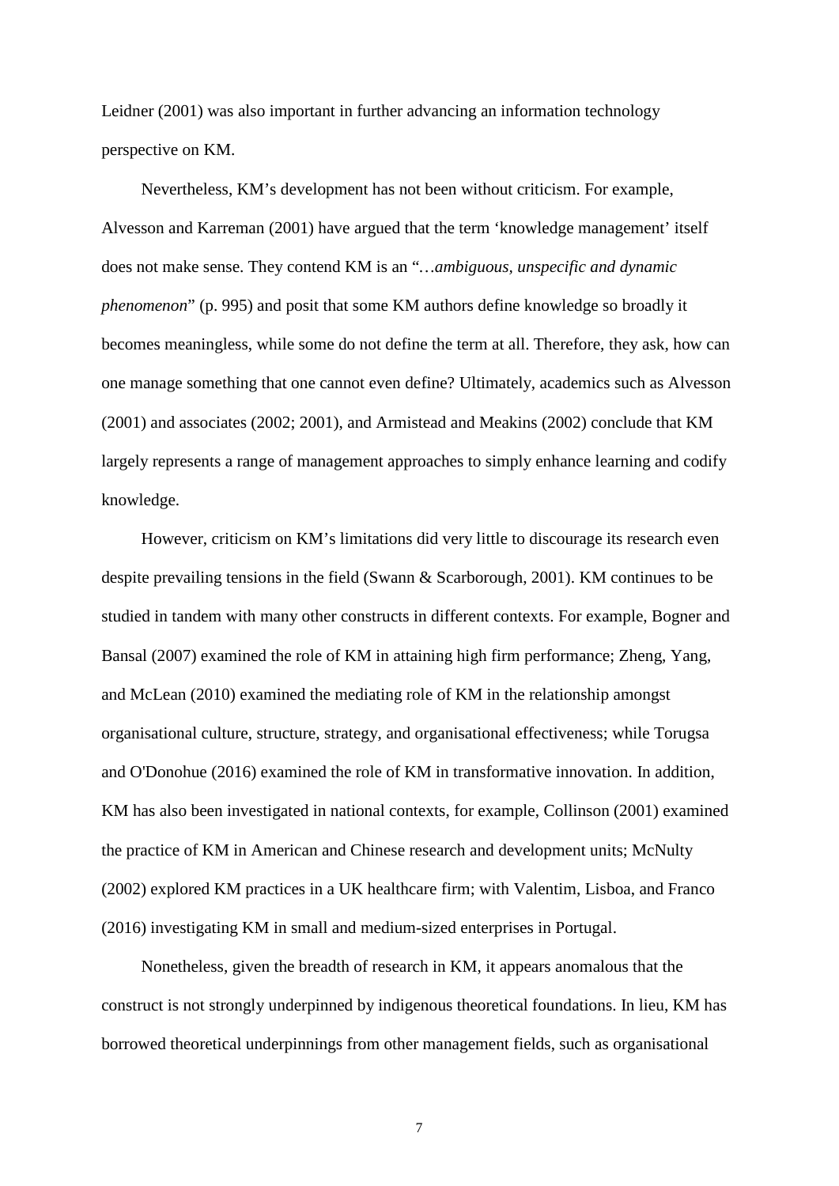Leidner (2001) was also important in further advancing an information technology perspective on KM.

Nevertheless, KM's development has not been without criticism. For example, Alvesson and Karreman (2001) have argued that the term 'knowledge management' itself does not make sense. They contend KM is an "*…ambiguous, unspecific and dynamic phenomenon*" (p. 995) and posit that some KM authors define knowledge so broadly it becomes meaningless, while some do not define the term at all. Therefore, they ask, how can one manage something that one cannot even define? Ultimately, academics such as Alvesson (2001) and associates (2002; 2001), and Armistead and Meakins (2002) conclude that KM largely represents a range of management approaches to simply enhance learning and codify knowledge.

However, criticism on KM's limitations did very little to discourage its research even despite prevailing tensions in the field (Swann & Scarborough, 2001). KM continues to be studied in tandem with many other constructs in different contexts. For example, Bogner and Bansal (2007) examined the role of KM in attaining high firm performance; Zheng, Yang, and McLean (2010) examined the mediating role of KM in the relationship amongst organisational culture, structure, strategy, and organisational effectiveness; while Torugsa and O'Donohue (2016) examined the role of KM in transformative innovation. In addition, KM has also been investigated in national contexts, for example, Collinson (2001) examined the practice of KM in American and Chinese research and development units; McNulty (2002) explored KM practices in a UK healthcare firm; with Valentim, Lisboa, and Franco (2016) investigating KM in small and medium-sized enterprises in Portugal.

Nonetheless, given the breadth of research in KM, it appears anomalous that the construct is not strongly underpinned by indigenous theoretical foundations. In lieu, KM has borrowed theoretical underpinnings from other management fields, such as organisational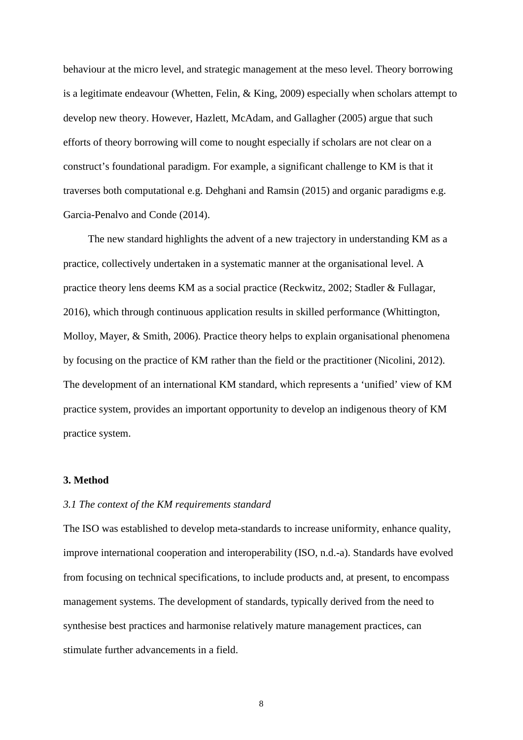behaviour at the micro level, and strategic management at the meso level. Theory borrowing is a legitimate endeavour (Whetten, Felin, & King, 2009) especially when scholars attempt to develop new theory. However, Hazlett, McAdam, and Gallagher (2005) argue that such efforts of theory borrowing will come to nought especially if scholars are not clear on a construct's foundational paradigm. For example, a significant challenge to KM is that it traverses both computational e.g. Dehghani and Ramsin (2015) and organic paradigms e.g. Garcia-Penalvo and Conde (2014).

The new standard highlights the advent of a new trajectory in understanding KM as a practice, collectively undertaken in a systematic manner at the organisational level. A practice theory lens deems KM as a social practice (Reckwitz, 2002; Stadler & Fullagar, 2016), which through continuous application results in skilled performance (Whittington, Molloy, Mayer, & Smith, 2006). Practice theory helps to explain organisational phenomena by focusing on the practice of KM rather than the field or the practitioner (Nicolini, 2012). The development of an international KM standard, which represents a 'unified' view of KM practice system, provides an important opportunity to develop an indigenous theory of KM practice system.

## 3. Method

### *3.1 The context of the KM requirements standard*

The ISO was established to develop meta-standards to increase uniformity, enhance quality, improve international cooperation and interoperability (ISO, n.d.-a). Standards have evolved from focusing on technical specifications, to include products and, at present, to encompass management systems. The development of standards, typically derived from the need to synthesise best practices and harmonise relatively mature management practices, can stimulate further advancements in a field.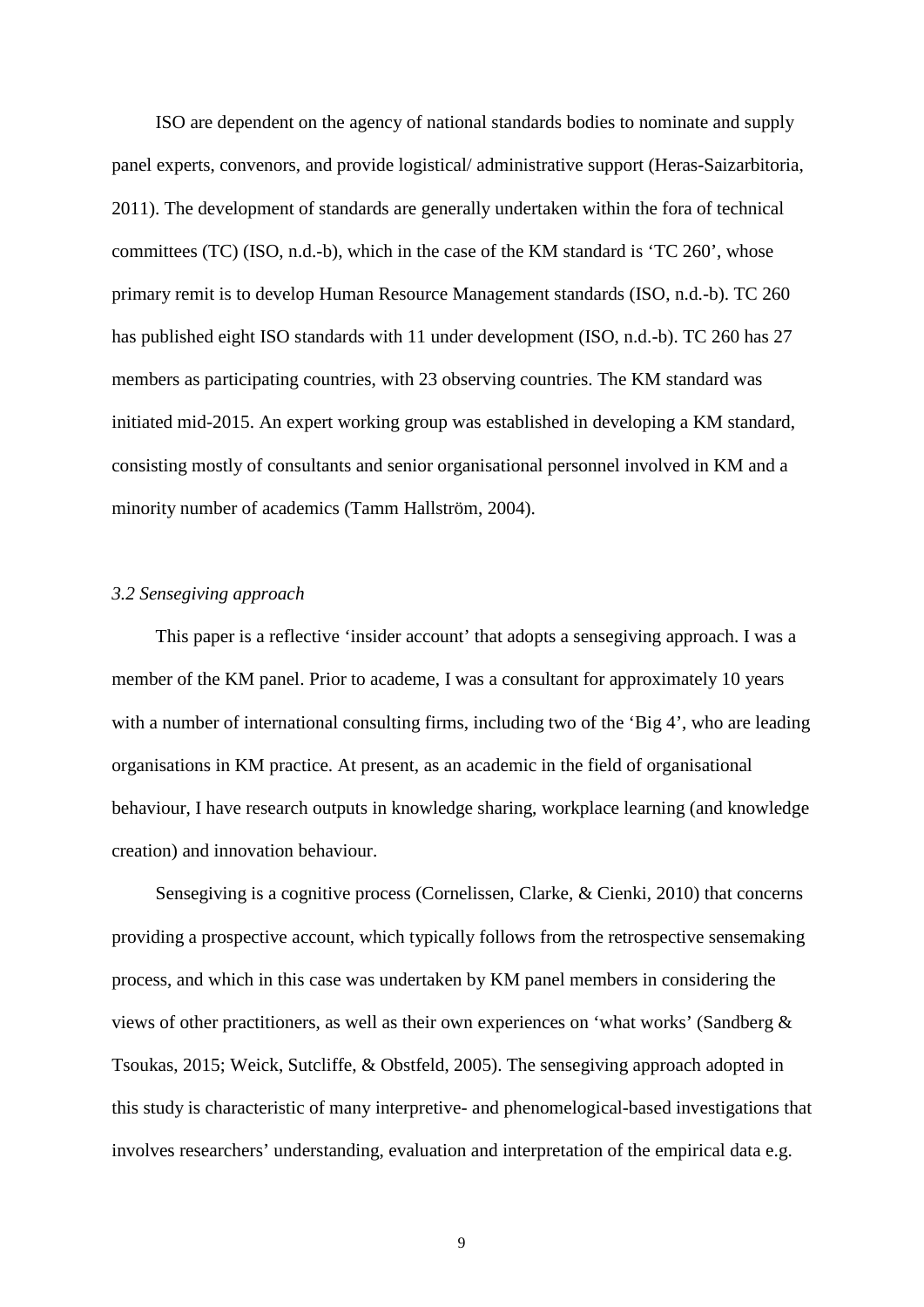ISO are dependent on the agency of national standards bodies to nominate and supply panel experts, convenors, and provide logistical/ administrative support (Heras-Saizarbitoria, 2011). The development of standards are generally undertaken within the fora of technical committees (TC) (ISO, n.d.-b), which in the case of the KM standard is 'TC 260', whose primary remit is to develop Human Resource Management standards (ISO, n.d.-b). TC 260 has published eight ISO standards with 11 under development (ISO, n.d.-b). TC 260 has 27 members as participating countries, with 23 observing countries. The KM standard was initiated mid-2015. An expert working group was established in developing a KM standard, consisting mostly of consultants and senior organisational personnel involved in KM and a minority number of academics (Tamm Hallström, 2004).

### *3.2 Sensegiving approach*

This paper is a reflective 'insider account' that adopts a sensegiving approach. I was a member of the KM panel. Prior to academe, I was a consultant for approximately 10 years with a number of international consulting firms, including two of the 'Big 4', who are leading organisations in KM practice. At present, as an academic in the field of organisational behaviour, I have research outputs in knowledge sharing, workplace learning (and knowledge creation) and innovation behaviour.

Sensegiving is a cognitive process (Cornelissen, Clarke, & Cienki, 2010) that concerns providing a prospective account, which typically follows from the retrospective sensemaking process, and which in this case was undertaken by KM panel members in considering the views of other practitioners, as well as their own experiences on 'what works' (Sandberg & Tsoukas, 2015; Weick, Sutcliffe, & Obstfeld, 2005). The sensegiving approach adopted in this study is characteristic of many interpretive- and phenomelogical-based investigations that involves researchers' understanding, evaluation and interpretation of the empirical data e.g.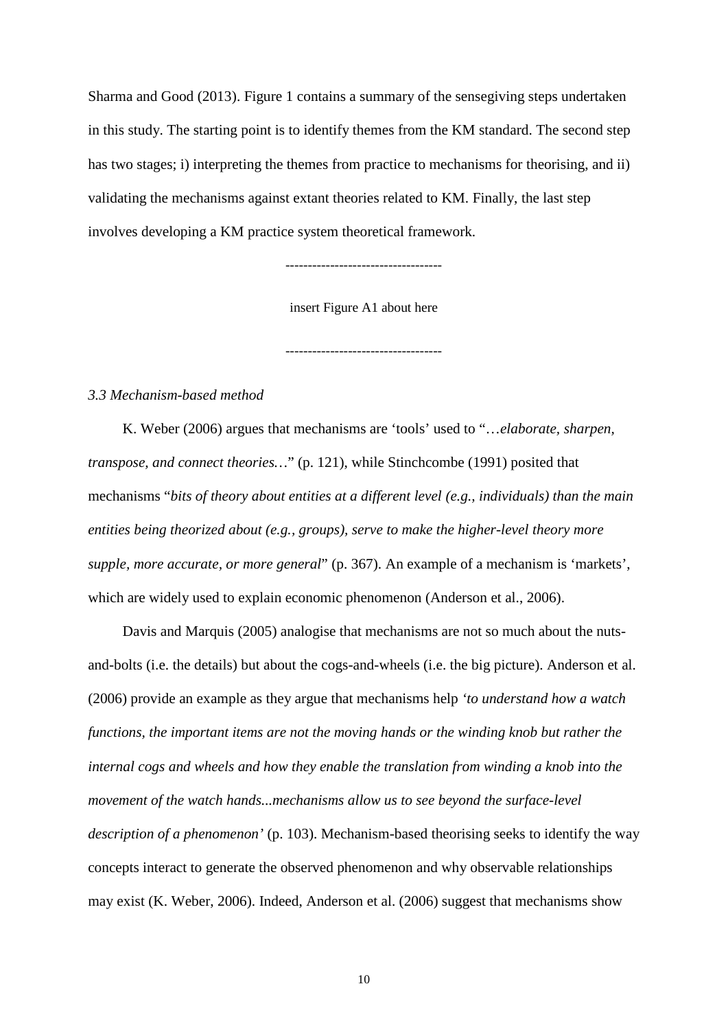Sharma and Good (2013). Figure 1 contains a summary of the sensegiving steps undertaken in this study. The starting point is to identify themes from the KM standard. The second step has two stages; i) interpreting the themes from practice to mechanisms for theorising, and ii) validating the mechanisms against extant theories related to KM. Finally, the last step involves developing a KM practice system theoretical framework.

----------------------------------

insert Figure A1 about here

----------------------------------

### *3.3 Mechanism-based method*

K. Weber (2006) argues that mechanisms are 'tools' used to "…*elaborate, sharpen, transpose, and connect theories…*" (p. 121), while Stinchcombe (1991) posited that mechanisms "*bits of theory about entities at a different level (e.g., individuals) than the main entities being theorized about (e.g., groups), serve to make the higher-level theory more supple, more accurate, or more general*" (p. 367). An example of a mechanism is 'markets', which are widely used to explain economic phenomenon (Anderson et al., 2006).

Davis and Marquis (2005) analogise that mechanisms are not so much about the nuts-and-bolts (i.e. the details) but about the cogs-and-wheels (i.e. the big picture). Anderson et al. (2006) provide an example as they argue that mechanisms help *'to understand how a watch functions, the important items are not the moving hands or the winding knob but rather the internal cogs and wheels and how they enable the translation from winding a knob into the movement of the watch hands...mechanisms allow us to see beyond the surface-level description of a phenomenon'* (p. 103). Mechanism-based theorising seeks to identify the way concepts interact to generate the observed phenomenon and why observable relationships may exist (K. Weber, 2006). Indeed, Anderson et al. (2006) suggest that mechanisms show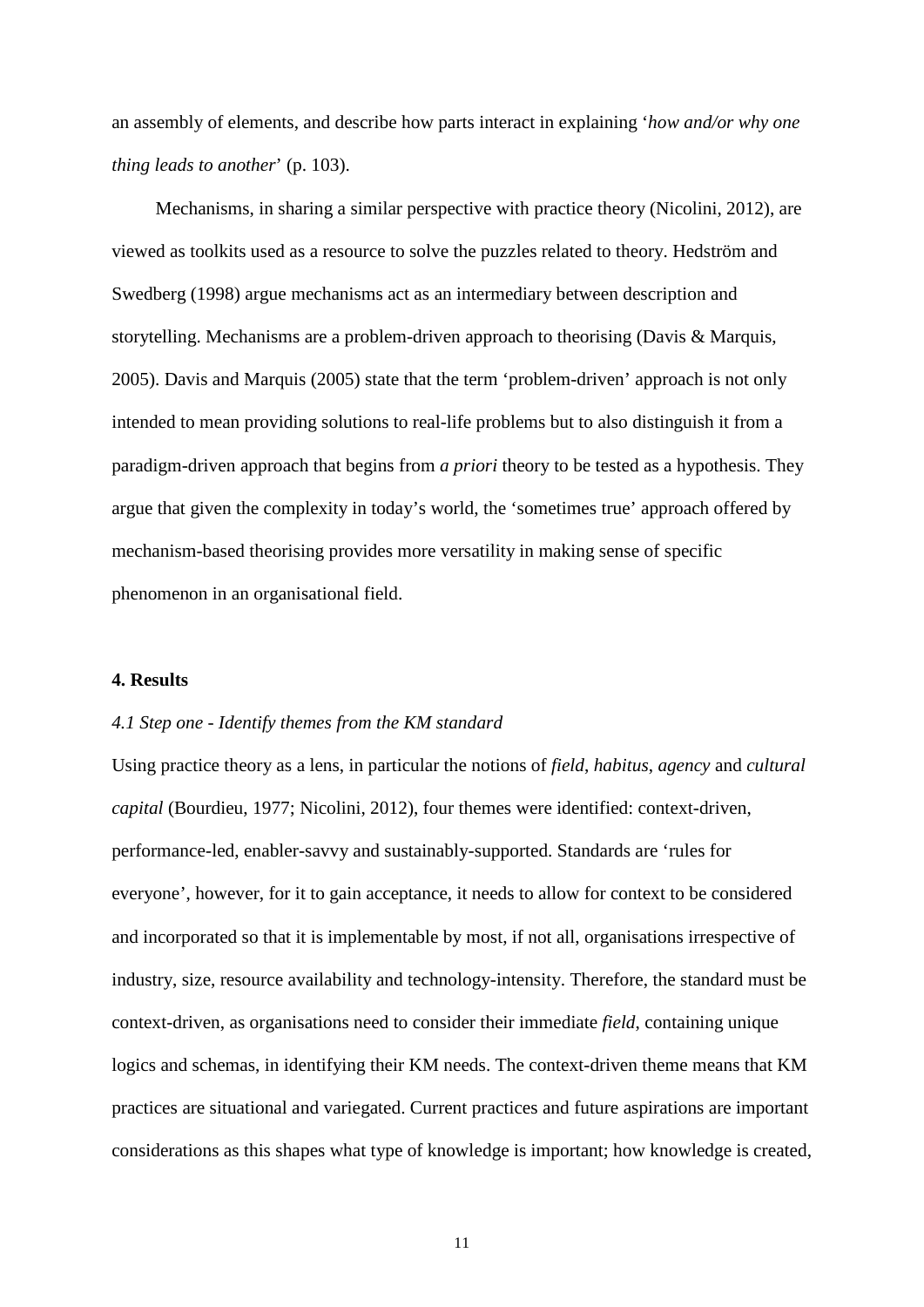an assembly of elements, and describe how parts interact in explaining '*how and/or why one thing leads to another*' (p. 103).

Mechanisms, in sharing a similar perspective with practice theory (Nicolini, 2012), are viewed as toolkits used as a resource to solve the puzzles related to theory. Hedström and Swedberg (1998) argue mechanisms act as an intermediary between description and storytelling. Mechanisms are a problem-driven approach to theorising (Davis & Marquis, 2005). Davis and Marquis (2005) state that the term 'problem-driven' approach is not only intended to mean providing solutions to real-life problems but to also distinguish it from a paradigm-driven approach that begins from *a priori* theory to be tested as a hypothesis. They argue that given the complexity in today's world, the 'sometimes true' approach offered by mechanism-based theorising provides more versatility in making sense of specific phenomenon in an organisational field.

## 4. Results

### *4.1 Step one - Identify themes from the KM standard*

Using practice theory as a lens, in particular the notions of *field*, *habitus*, *agency* and *cultural capital* (Bourdieu, 1977; Nicolini, 2012), four themes were identified: context-driven, performance-led, enabler-savvy and sustainably-supported. Standards are 'rules for everyone', however, for it to gain acceptance, it needs to allow for context to be considered and incorporated so that it is implementable by most, if not all, organisations irrespective of industry, size, resource availability and technology-intensity. Therefore, the standard must be context-driven, as organisations need to consider their immediate *field*, containing unique logics and schemas, in identifying their KM needs. The context-driven theme means that KM practices are situational and variegated. Current practices and future aspirations are important considerations as this shapes what type of knowledge is important; how knowledge is created,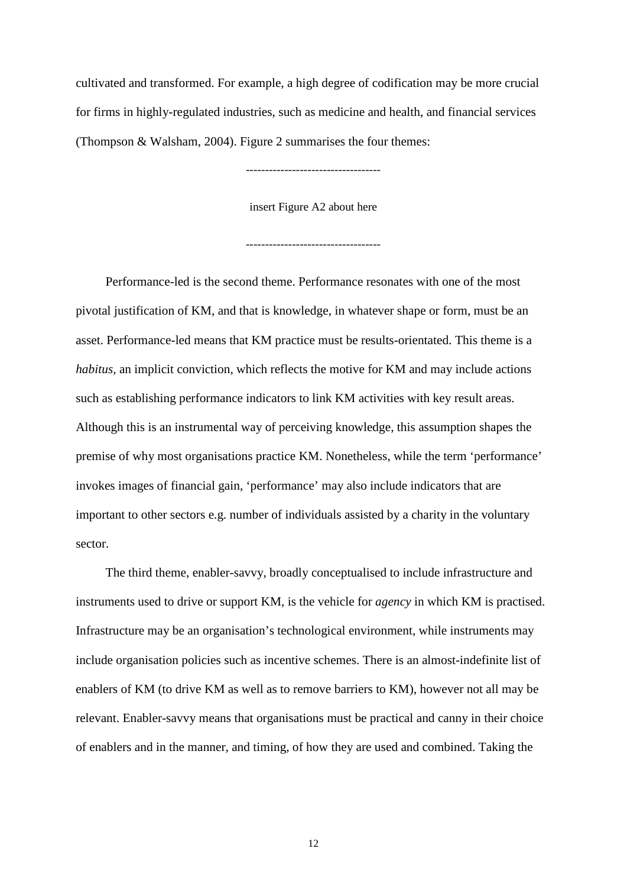cultivated and transformed. For example, a high degree of codification may be more crucial for firms in highly-regulated industries, such as medicine and health, and financial services (Thompson & Walsham, 2004). Figure 2 summarises the four themes:

----------------------------------

insert Figure A2 about here

----------------------------------

Performance-led is the second theme. Performance resonates with one of the most pivotal justification of KM, and that is knowledge, in whatever shape or form, must be an asset. Performance-led means that KM practice must be results-orientated. This theme is a *habitus*, an implicit conviction, which reflects the motive for KM and may include actions such as establishing performance indicators to link KM activities with key result areas. Although this is an instrumental way of perceiving knowledge, this assumption shapes the premise of why most organisations practice KM. Nonetheless, while the term 'performance' invokes images of financial gain, 'performance' may also include indicators that are important to other sectors e.g. number of individuals assisted by a charity in the voluntary sector.

The third theme, enabler-savvy, broadly conceptualised to include infrastructure and instruments used to drive or support KM, is the vehicle for *agency* in which KM is practised. Infrastructure may be an organisation's technological environment, while instruments may include organisation policies such as incentive schemes. There is an almost-indefinite list of enablers of KM (to drive KM as well as to remove barriers to KM), however not all may be relevant. Enabler-savvy means that organisations must be practical and canny in their choice of enablers and in the manner, and timing, of how they are used and combined. Taking the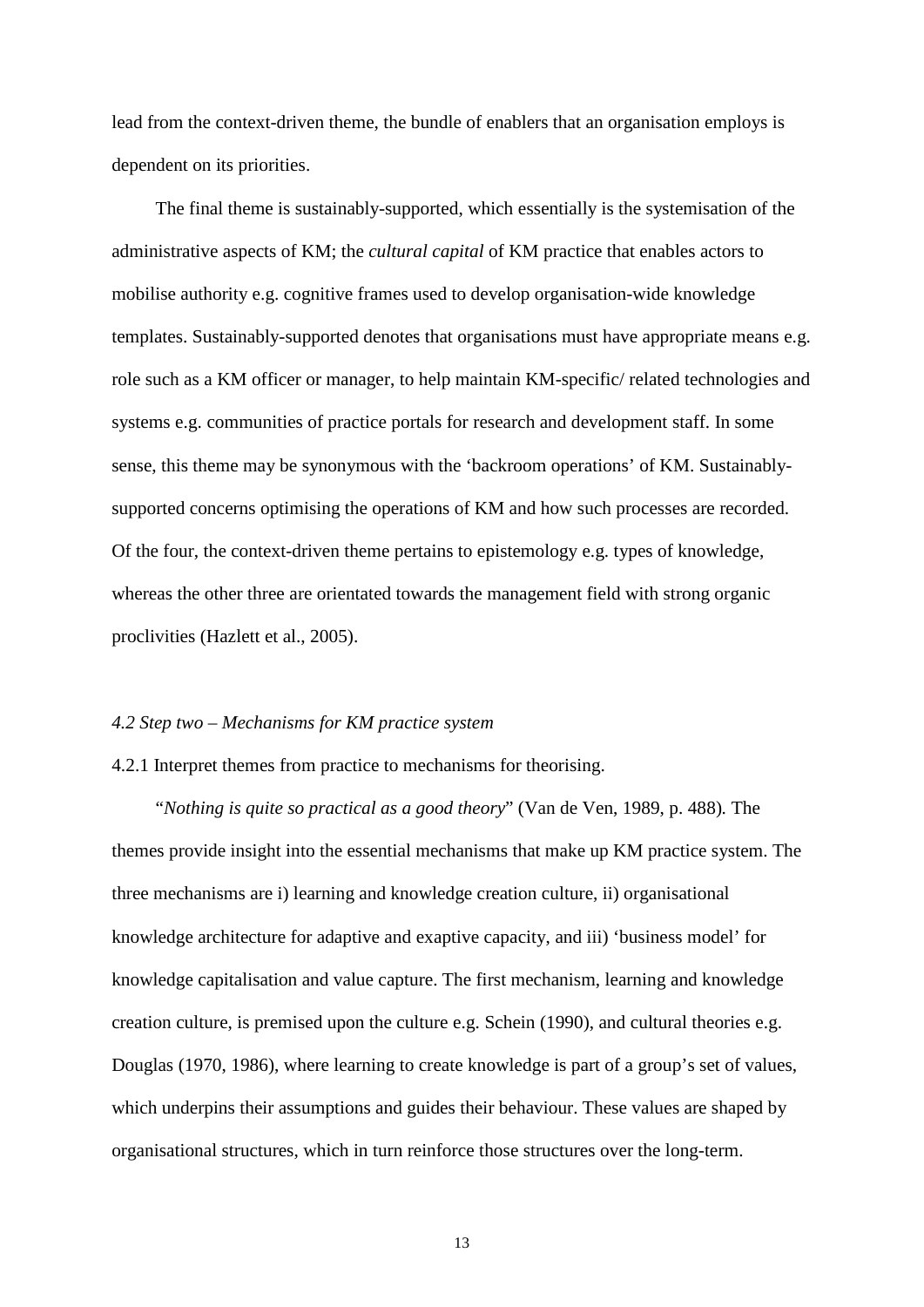lead from the context-driven theme, the bundle of enablers that an organisation employs is dependent on its priorities.

The final theme is sustainably-supported, which essentially is the systemisation of the administrative aspects of KM; the *cultural capital* of KM practice that enables actors to mobilise authority e.g. cognitive frames used to develop organisation-wide knowledge templates. Sustainably-supported denotes that organisations must have appropriate means e.g. role such as a KM officer or manager, to help maintain KM-specific/ related technologies and systems e.g. communities of practice portals for research and development staff. In some sense, this theme may be synonymous with the 'backroom operations' of KM. Sustainably-supported concerns optimising the operations of KM and how such processes are recorded. Of the four, the context-driven theme pertains to epistemology e.g. types of knowledge, whereas the other three are orientated towards the management field with strong organic proclivities (Hazlett et al., 2005).

### *4.2 Step two – Mechanisms for KM practice system*

4.2.1 Interpret themes from practice to mechanisms for theorising.

"*Nothing is quite so practical as a good theory*" (Van de Ven, 1989, p. 488)*.* The themes provide insight into the essential mechanisms that make up KM practice system. The three mechanisms are i) learning and knowledge creation culture, ii) organisational knowledge architecture for adaptive and exaptive capacity, and iii) 'business model' for knowledge capitalisation and value capture. The first mechanism, learning and knowledge creation culture, is premised upon the culture e.g. Schein (1990), and cultural theories e.g. Douglas (1970, 1986), where learning to create knowledge is part of a group's set of values, which underpins their assumptions and guides their behaviour. These values are shaped by organisational structures, which in turn reinforce those structures over the long-term.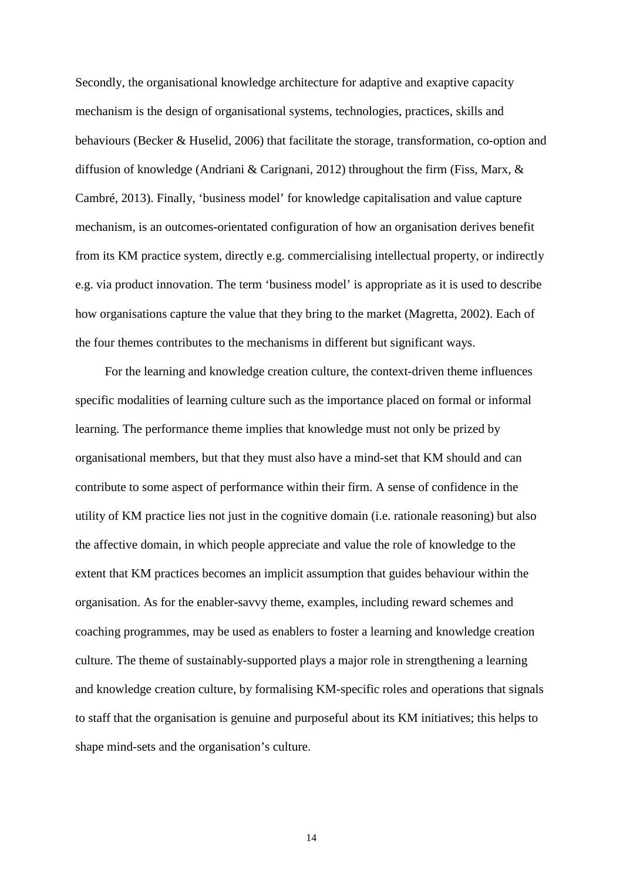Secondly, the organisational knowledge architecture for adaptive and exaptive capacity mechanism is the design of organisational systems, technologies, practices, skills and behaviours (Becker & Huselid, 2006) that facilitate the storage, transformation, co-option and diffusion of knowledge (Andriani & Carignani, 2012) throughout the firm (Fiss, Marx, & Cambré, 2013). Finally, 'business model' for knowledge capitalisation and value capture mechanism, is an outcomes-orientated configuration of how an organisation derives benefit from its KM practice system, directly e.g. commercialising intellectual property, or indirectly e.g. via product innovation. The term 'business model' is appropriate as it is used to describe how organisations capture the value that they bring to the market (Magretta, 2002). Each of the four themes contributes to the mechanisms in different but significant ways.

For the learning and knowledge creation culture, the context-driven theme influences specific modalities of learning culture such as the importance placed on formal or informal learning. The performance theme implies that knowledge must not only be prized by organisational members, but that they must also have a mind-set that KM should and can contribute to some aspect of performance within their firm. A sense of confidence in the utility of KM practice lies not just in the cognitive domain (i.e. rationale reasoning) but also the affective domain, in which people appreciate and value the role of knowledge to the extent that KM practices becomes an implicit assumption that guides behaviour within the organisation. As for the enabler-savvy theme, examples, including reward schemes and coaching programmes, may be used as enablers to foster a learning and knowledge creation culture. The theme of sustainably-supported plays a major role in strengthening a learning and knowledge creation culture, by formalising KM-specific roles and operations that signals to staff that the organisation is genuine and purposeful about its KM initiatives; this helps to shape mind-sets and the organisation's culture.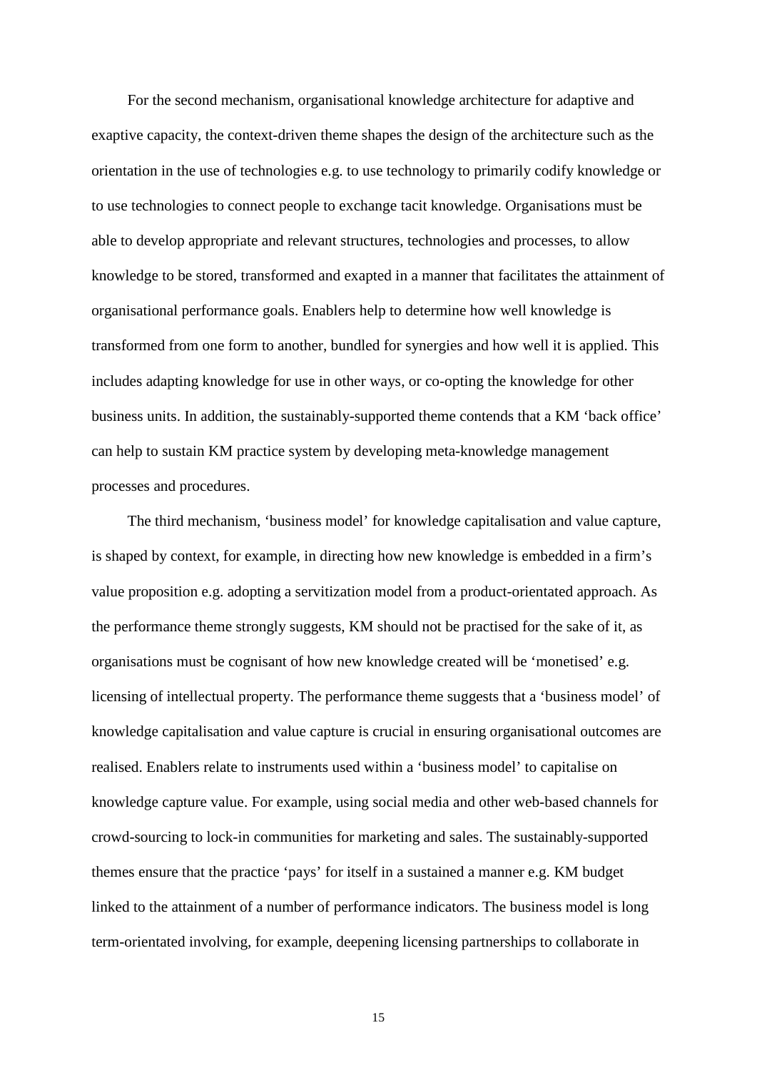For the second mechanism, organisational knowledge architecture for adaptive and exaptive capacity, the context-driven theme shapes the design of the architecture such as the orientation in the use of technologies e.g. to use technology to primarily codify knowledge or to use technologies to connect people to exchange tacit knowledge. Organisations must be able to develop appropriate and relevant structures, technologies and processes, to allow knowledge to be stored, transformed and exapted in a manner that facilitates the attainment of organisational performance goals. Enablers help to determine how well knowledge is transformed from one form to another, bundled for synergies and how well it is applied. This includes adapting knowledge for use in other ways, or co-opting the knowledge for other business units. In addition, the sustainably-supported theme contends that a KM 'back office' can help to sustain KM practice system by developing meta-knowledge management processes and procedures.

The third mechanism, 'business model' for knowledge capitalisation and value capture, is shaped by context, for example, in directing how new knowledge is embedded in a firm's value proposition e.g. adopting a servitization model from a product-orientated approach. As the performance theme strongly suggests, KM should not be practised for the sake of it, as organisations must be cognisant of how new knowledge created will be 'monetised' e.g. licensing of intellectual property. The performance theme suggests that a 'business model' of knowledge capitalisation and value capture is crucial in ensuring organisational outcomes are realised. Enablers relate to instruments used within a 'business model' to capitalise on knowledge capture value. For example, using social media and other web-based channels for crowd-sourcing to lock-in communities for marketing and sales. The sustainably-supported themes ensure that the practice 'pays' for itself in a sustained a manner e.g. KM budget linked to the attainment of a number of performance indicators. The business model is long term-orientated involving, for example, deepening licensing partnerships to collaborate in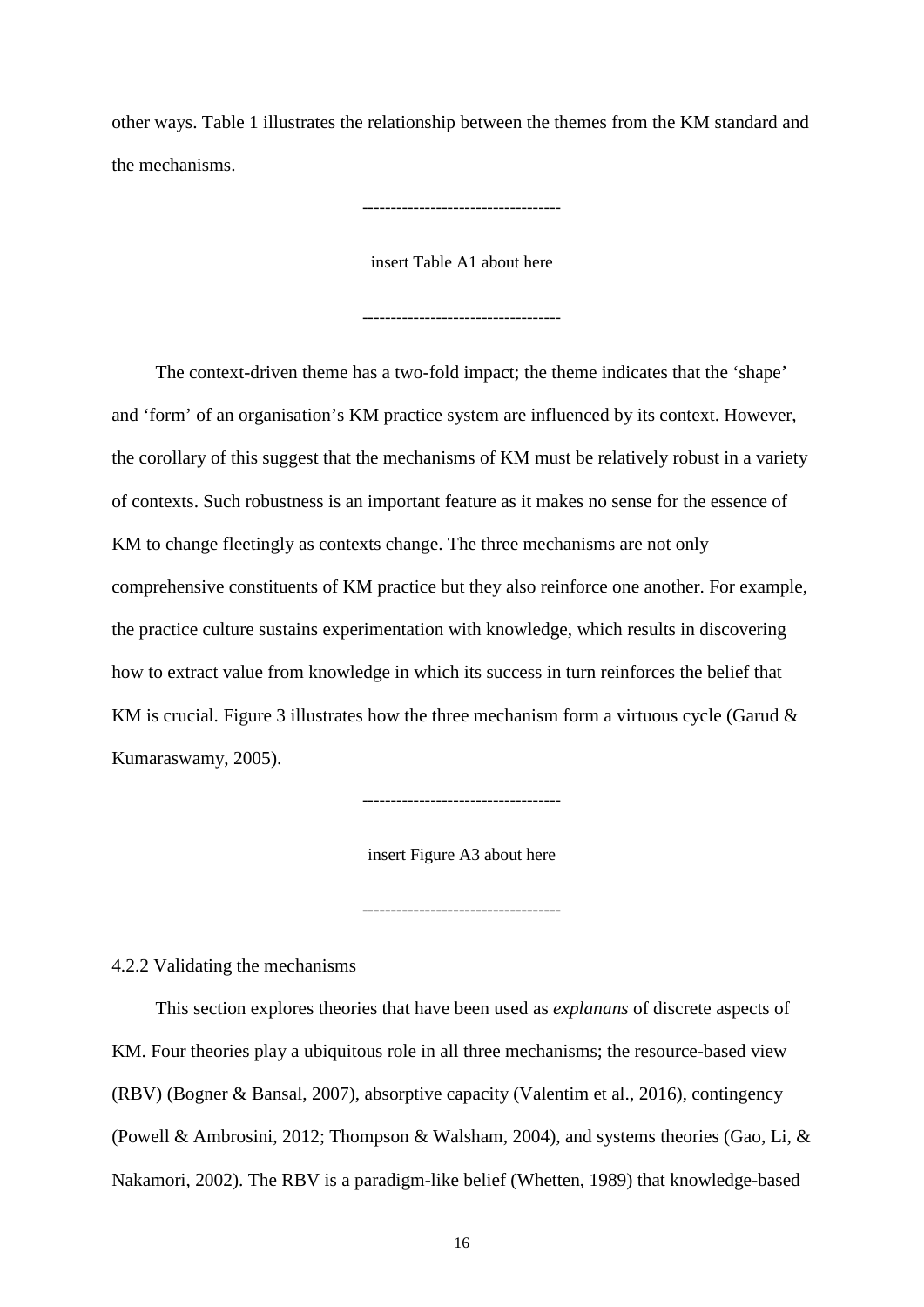other ways. Table 1 illustrates the relationship between the themes from the KM standard and the mechanisms.

----------------------------------

insert Table A1 about here

----------------------------------

The context-driven theme has a two-fold impact; the theme indicates that the ‘shape’ and ‘form’ of an organisation’s KM practice system are influenced by its context. However, the corollary of this suggest that the mechanisms of KM must be relatively robust in a variety of contexts. Such robustness is an important feature as it makes no sense for the essence of KM to change fleetingly as contexts change. The three mechanisms are not only comprehensive constituents of KM practice but they also reinforce one another. For example, the practice culture sustains experimentation with knowledge, which results in discovering how to extract value from knowledge in which its success in turn reinforces the belief that KM is crucial. Figure 3 illustrates how the three mechanism form a virtuous cycle (Garud & Kumaraswamy, 2005).

----------------------------------

insert Figure A3 about here

----------------------------------

4.2.2 Validating the mechanisms

This section explores theories that have been used as *explanans* of discrete aspects of KM. Four theories play a ubiquitous role in all three mechanisms; the resource-based view (RBV) (Bogner & Bansal, 2007), absorptive capacity (Valentim et al., 2016), contingency (Powell & Ambrosini, 2012; Thompson & Walsham, 2004), and systems theories (Gao, Li, & Nakamori, 2002). The RBV is a paradigm-like belief (Whetten, 1989) that knowledge-based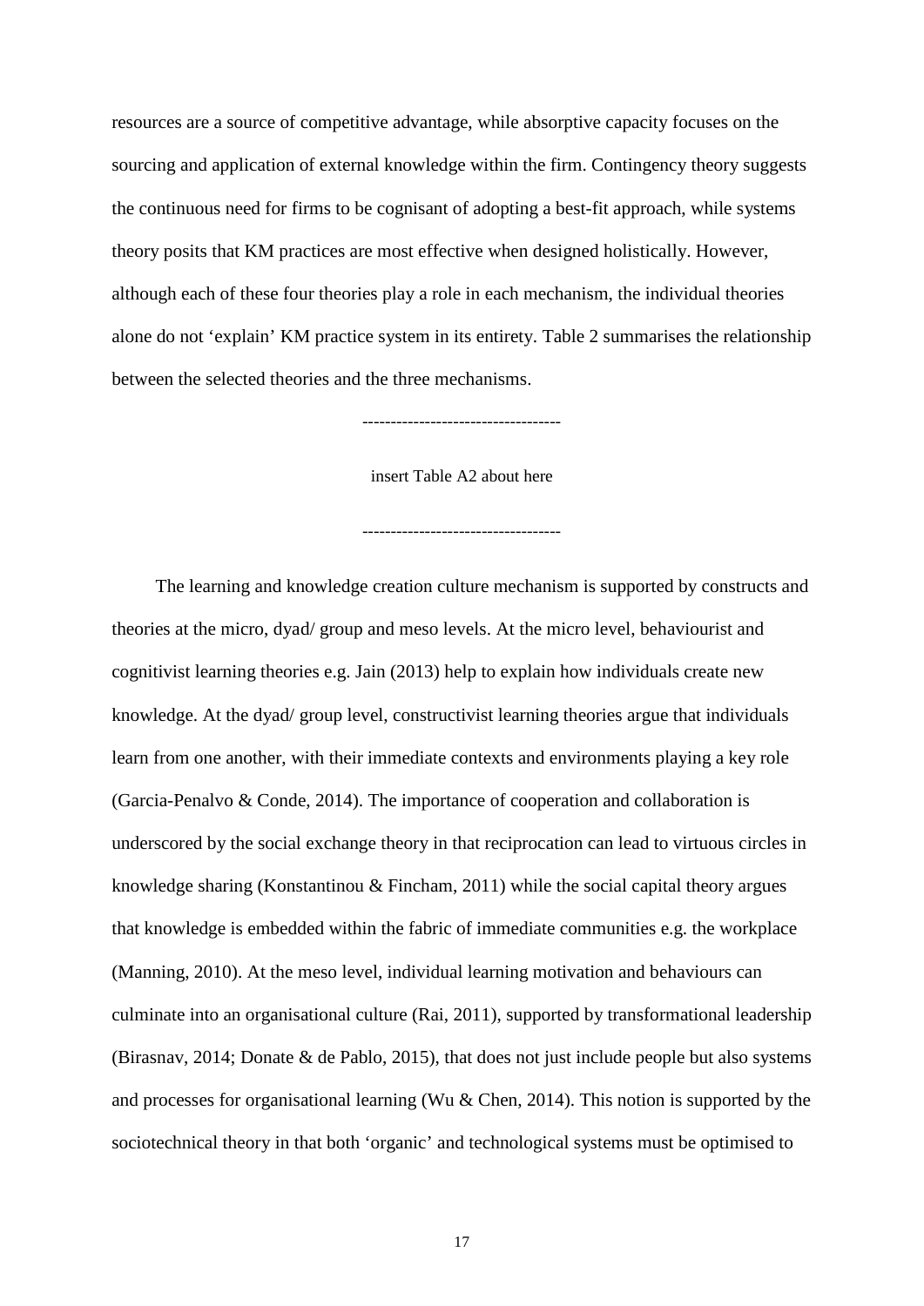resources are a source of competitive advantage, while absorptive capacity focuses on the sourcing and application of external knowledge within the firm. Contingency theory suggests the continuous need for firms to be cognisant of adopting a best-fit approach, while systems theory posits that KM practices are most effective when designed holistically. However, although each of these four theories play a role in each mechanism, the individual theories alone do not 'explain' KM practice system in its entirety. Table 2 summarises the relationship between the selected theories and the three mechanisms.

----------------------------------

insert Table A2 about here

----------------------------------

The learning and knowledge creation culture mechanism is supported by constructs and theories at the micro, dyad/ group and meso levels. At the micro level, behaviourist and cognitivist learning theories e.g. Jain (2013) help to explain how individuals create new knowledge. At the dyad/ group level, constructivist learning theories argue that individuals learn from one another, with their immediate contexts and environments playing a key role (Garcia-Penalvo & Conde, 2014). The importance of cooperation and collaboration is underscored by the social exchange theory in that reciprocation can lead to virtuous circles in knowledge sharing (Konstantinou & Fincham, 2011) while the social capital theory argues that knowledge is embedded within the fabric of immediate communities e.g. the workplace (Manning, 2010). At the meso level, individual learning motivation and behaviours can culminate into an organisational culture (Rai, 2011), supported by transformational leadership (Birasnav, 2014; Donate & de Pablo, 2015), that does not just include people but also systems and processes for organisational learning (Wu & Chen, 2014). This notion is supported by the sociotechnical theory in that both 'organic' and technological systems must be optimised to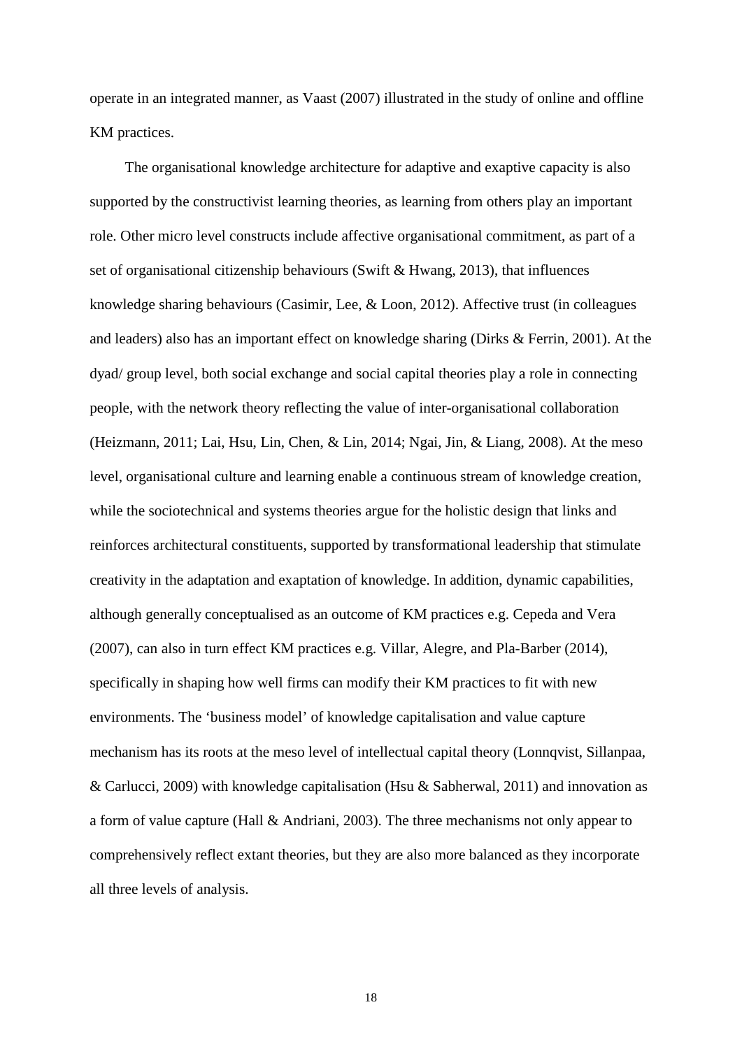operate in an integrated manner, as Vaast (2007) illustrated in the study of online and offline KM practices.

The organisational knowledge architecture for adaptive and exaptive capacity is also supported by the constructivist learning theories, as learning from others play an important role. Other micro level constructs include affective organisational commitment, as part of a set of organisational citizenship behaviours (Swift & Hwang, 2013), that influences knowledge sharing behaviours (Casimir, Lee, & Loon, 2012). Affective trust (in colleagues and leaders) also has an important effect on knowledge sharing (Dirks & Ferrin, 2001). At the dyad/ group level, both social exchange and social capital theories play a role in connecting people, with the network theory reflecting the value of inter-organisational collaboration (Heizmann, 2011; Lai, Hsu, Lin, Chen, & Lin, 2014; Ngai, Jin, & Liang, 2008). At the meso level, organisational culture and learning enable a continuous stream of knowledge creation, while the sociotechnical and systems theories argue for the holistic design that links and reinforces architectural constituents, supported by transformational leadership that stimulate creativity in the adaptation and exaptation of knowledge. In addition, dynamic capabilities, although generally conceptualised as an outcome of KM practices e.g. Cepeda and Vera (2007), can also in turn effect KM practices e.g. Villar, Alegre, and Pla-Barber (2014), specifically in shaping how well firms can modify their KM practices to fit with new environments. The 'business model' of knowledge capitalisation and value capture mechanism has its roots at the meso level of intellectual capital theory (Lonnqvist, Sillanpaa, & Carlucci, 2009) with knowledge capitalisation (Hsu & Sabherwal, 2011) and innovation as a form of value capture (Hall & Andriani, 2003). The three mechanisms not only appear to comprehensively reflect extant theories, but they are also more balanced as they incorporate all three levels of analysis.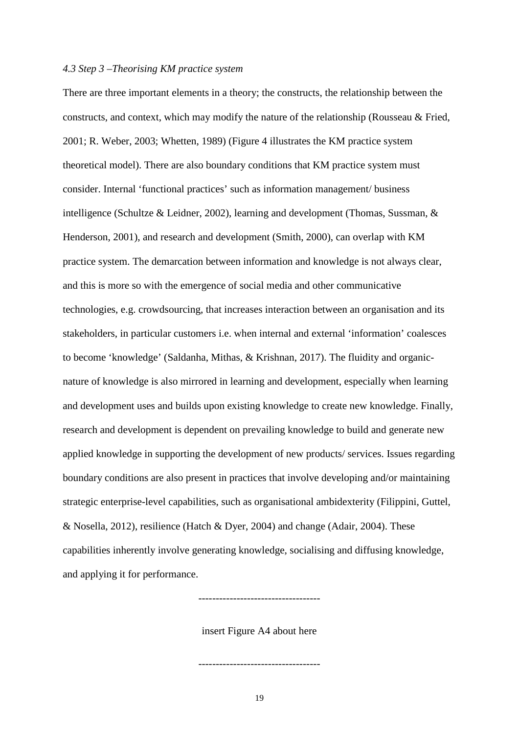*4.3 Step 3 –Theorising KM practice system*

There are three important elements in a theory; the constructs, the relationship between the constructs, and context, which may modify the nature of the relationship (Rousseau & Fried, 2001; R. Weber, 2003; Whetten, 1989) (Figure 4 illustrates the KM practice system theoretical model). There are also boundary conditions that KM practice system must consider. Internal 'functional practices' such as information management/ business intelligence (Schultze & Leidner, 2002), learning and development (Thomas, Sussman, & Henderson, 2001), and research and development (Smith, 2000), can overlap with KM practice system. The demarcation between information and knowledge is not always clear, and this is more so with the emergence of social media and other communicative technologies, e.g. crowdsourcing, that increases interaction between an organisation and its stakeholders, in particular customers i.e. when internal and external 'information' coalesces to become 'knowledge' (Saldanha, Mithas, & Krishnan, 2017). The fluidity and organic-nature of knowledge is also mirrored in learning and development, especially when learning and development uses and builds upon existing knowledge to create new knowledge. Finally, research and development is dependent on prevailing knowledge to build and generate new applied knowledge in supporting the development of new products/ services. Issues regarding boundary conditions are also present in practices that involve developing and/or maintaining strategic enterprise-level capabilities, such as organisational ambidexterity (Filippini, Guttel, & Nosella, 2012), resilience (Hatch & Dyer, 2004) and change (Adair, 2004). These capabilities inherently involve generating knowledge, socialising and diffusing knowledge, and applying it for performance.

----------------------------------

insert Figure A4 about here

----------------------------------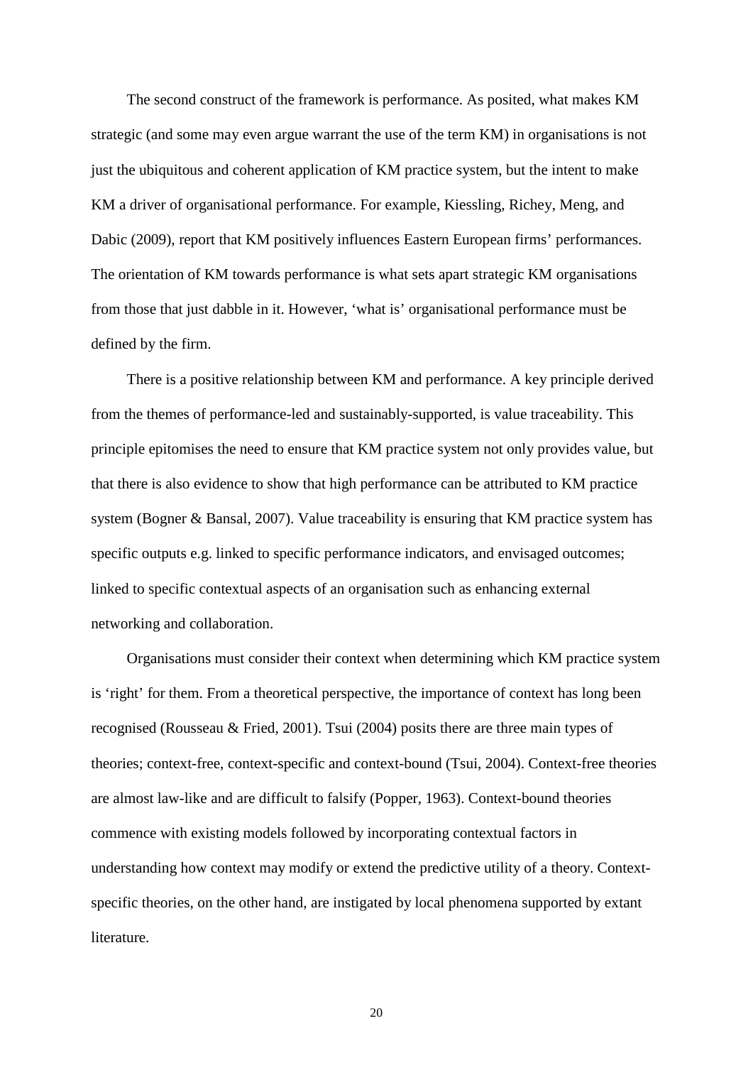The second construct of the framework is performance. As posited, what makes KM strategic (and some may even argue warrant the use of the term KM) in organisations is not just the ubiquitous and coherent application of KM practice system, but the intent to make KM a driver of organisational performance. For example, Kiessling, Richey, Meng, and Dabic (2009), report that KM positively influences Eastern European firms' performances. The orientation of KM towards performance is what sets apart strategic KM organisations from those that just dabble in it. However, 'what is' organisational performance must be defined by the firm.

There is a positive relationship between KM and performance. A key principle derived from the themes of performance-led and sustainably-supported, is value traceability. This principle epitomises the need to ensure that KM practice system not only provides value, but that there is also evidence to show that high performance can be attributed to KM practice system (Bogner & Bansal, 2007). Value traceability is ensuring that KM practice system has specific outputs e.g. linked to specific performance indicators, and envisaged outcomes; linked to specific contextual aspects of an organisation such as enhancing external networking and collaboration.

Organisations must consider their context when determining which KM practice system is 'right' for them. From a theoretical perspective, the importance of context has long been recognised (Rousseau & Fried, 2001). Tsui (2004) posits there are three main types of theories; context-free, context-specific and context-bound (Tsui, 2004). Context-free theories are almost law-like and are difficult to falsify (Popper, 1963). Context-bound theories commence with existing models followed by incorporating contextual factors in understanding how context may modify or extend the predictive utility of a theory. Context-specific theories, on the other hand, are instigated by local phenomena supported by extant literature.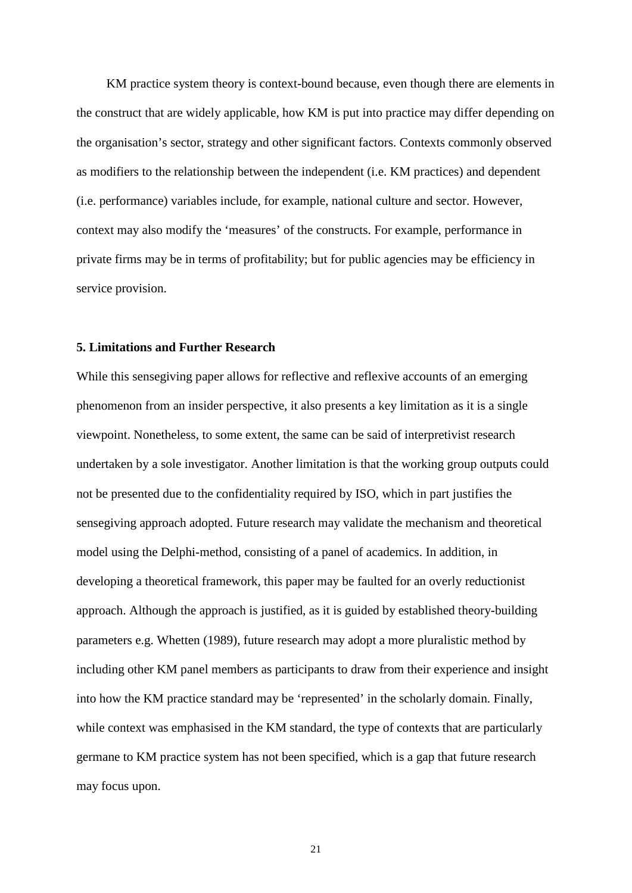KM practice system theory is context-bound because, even though there are elements in the construct that are widely applicable, how KM is put into practice may differ depending on the organisation's sector, strategy and other significant factors. Contexts commonly observed as modifiers to the relationship between the independent (i.e. KM practices) and dependent (i.e. performance) variables include, for example, national culture and sector. However, context may also modify the 'measures' of the constructs. For example, performance in private firms may be in terms of profitability; but for public agencies may be efficiency in service provision.

## 5. Limitations and Further Research

While this sensegiving paper allows for reflective and reflexive accounts of an emerging phenomenon from an insider perspective, it also presents a key limitation as it is a single viewpoint. Nonetheless, to some extent, the same can be said of interpretivist research undertaken by a sole investigator. Another limitation is that the working group outputs could not be presented due to the confidentiality required by ISO, which in part justifies the sensegiving approach adopted. Future research may validate the mechanism and theoretical model using the Delphi-method, consisting of a panel of academics. In addition, in developing a theoretical framework, this paper may be faulted for an overly reductionist approach. Although the approach is justified, as it is guided by established theory-building parameters e.g. Whetten (1989), future research may adopt a more pluralistic method by including other KM panel members as participants to draw from their experience and insight into how the KM practice standard may be 'represented' in the scholarly domain. Finally, while context was emphasised in the KM standard, the type of contexts that are particularly germane to KM practice system has not been specified, which is a gap that future research may focus upon.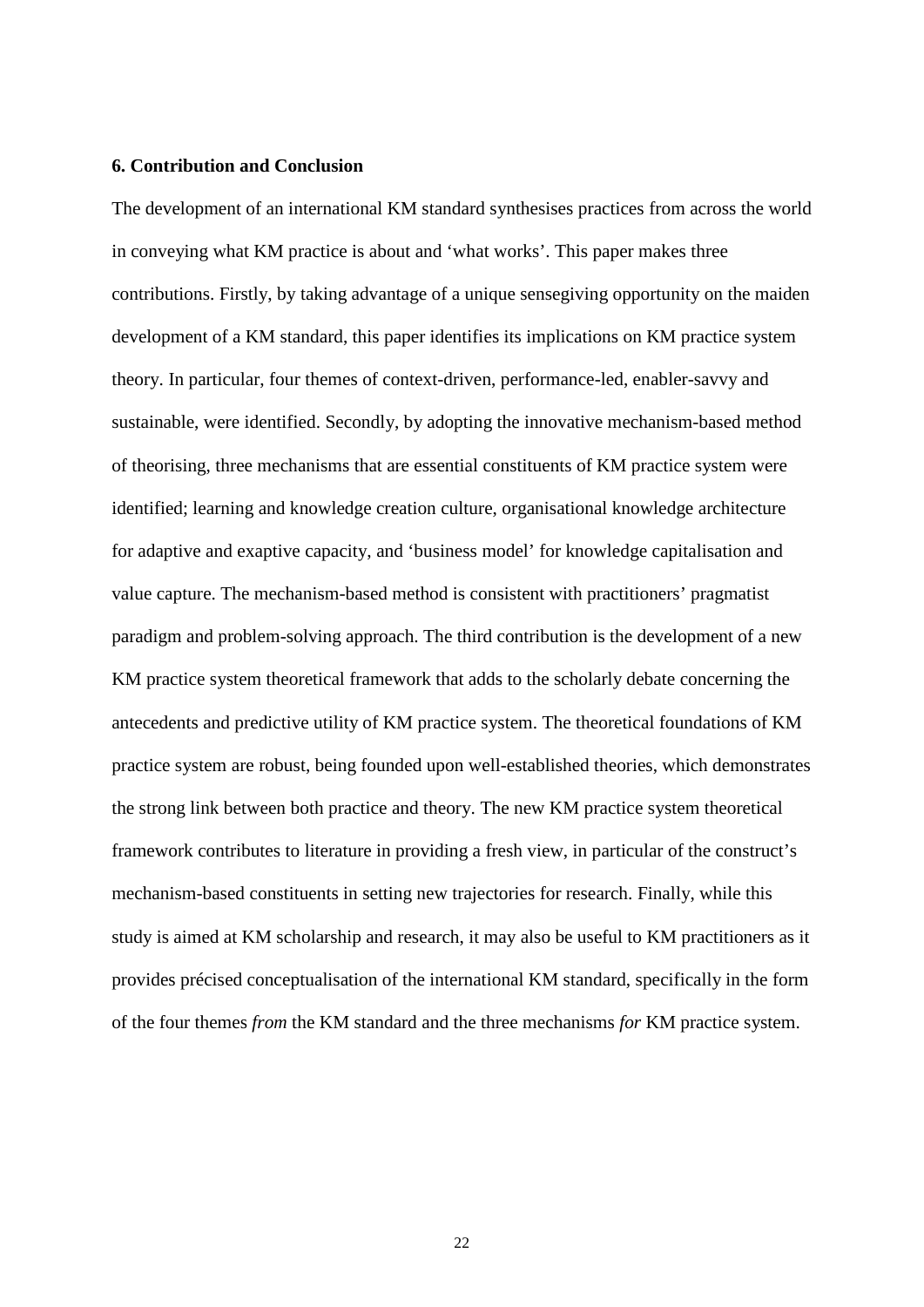**6. Contribution and Conclusion**

The development of an international KM standard synthesises practices from across the world in conveying what KM practice is about and 'what works'. This paper makes three contributions. Firstly, by taking advantage of a unique sensegiving opportunity on the maiden development of a KM standard, this paper identifies its implications on KM practice system theory. In particular, four themes of context-driven, performance-led, enabler-savvy and sustainable, were identified. Secondly, by adopting the innovative mechanism-based method of theorising, three mechanisms that are essential constituents of KM practice system were identified; learning and knowledge creation culture, organisational knowledge architecture for adaptive and exaptive capacity, and 'business model' for knowledge capitalisation and value capture. The mechanism-based method is consistent with practitioners' pragmatist paradigm and problem-solving approach. The third contribution is the development of a new KM practice system theoretical framework that adds to the scholarly debate concerning the antecedents and predictive utility of KM practice system. The theoretical foundations of KM practice system are robust, being founded upon well-established theories, which demonstrates the strong link between both practice and theory. The new KM practice system theoretical framework contributes to literature in providing a fresh view, in particular of the construct's mechanism-based constituents in setting new trajectories for research. Finally, while this study is aimed at KM scholarship and research, it may also be useful to KM practitioners as it provides précised conceptualisation of the international KM standard, specifically in the form of the four themes *from* the KM standard and the three mechanisms *for* KM practice system.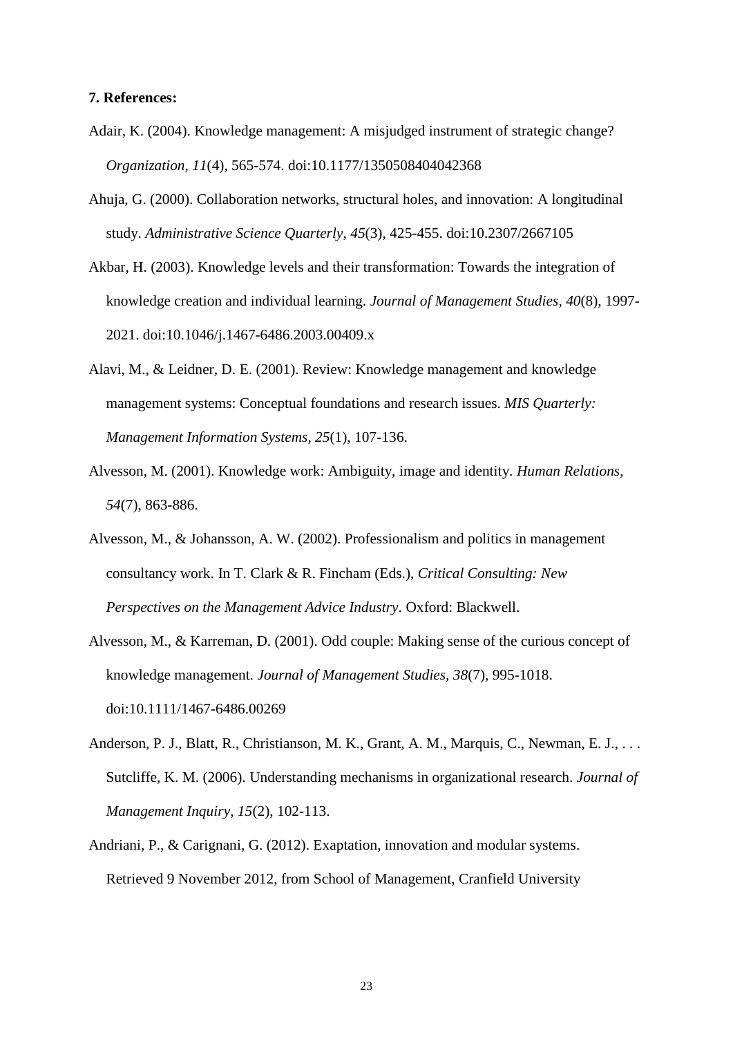**7. References:**

Adair, K. (2004). Knowledge management: A misjudged instrument of strategic change? *Organization, 11*(4), 565-574. doi:10.1177/1350508404042368

Ahuja, G. (2000). Collaboration networks, structural holes, and innovation: A longitudinal study. *Administrative Science Quarterly, 45*(3), 425-455. doi:10.2307/2667105

Akbar, H. (2003). Knowledge levels and their transformation: Towards the integration of knowledge creation and individual learning. *Journal of Management Studies, 40*(8), 1997-2021. doi:10.1046/j.1467-6486.2003.00409.x

Alavi, M., & Leidner, D. E. (2001). Review: Knowledge management and knowledge management systems: Conceptual foundations and research issues. *MIS Quarterly: Management Information Systems, 25*(1), 107-136.

Alvesson, M. (2001). Knowledge work: Ambiguity, image and identity. *Human Relations, 54*(7), 863-886.

Alvesson, M., & Johansson, A. W. (2002). Professionalism and politics in management consultancy work. In T. Clark & R. Fincham (Eds.), *Critical Consulting: New Perspectives on the Management Advice Industry*. Oxford: Blackwell.

Alvesson, M., & Karreman, D. (2001). Odd couple: Making sense of the curious concept of knowledge management. *Journal of Management Studies, 38*(7), 995-1018. doi:10.1111/1467-6486.00269

Anderson, P. J., Blatt, R., Christianson, M. K., Grant, A. M., Marquis, C., Newman, E. J., . . . Sutcliffe, K. M. (2006). Understanding mechanisms in organizational research. *Journal of Management Inquiry, 15*(2), 102-113.

Andriani, P., & Carignani, G. (2012). Exaptation, innovation and modular systems. Retrieved 9 November 2012, from School of Management, Cranfield University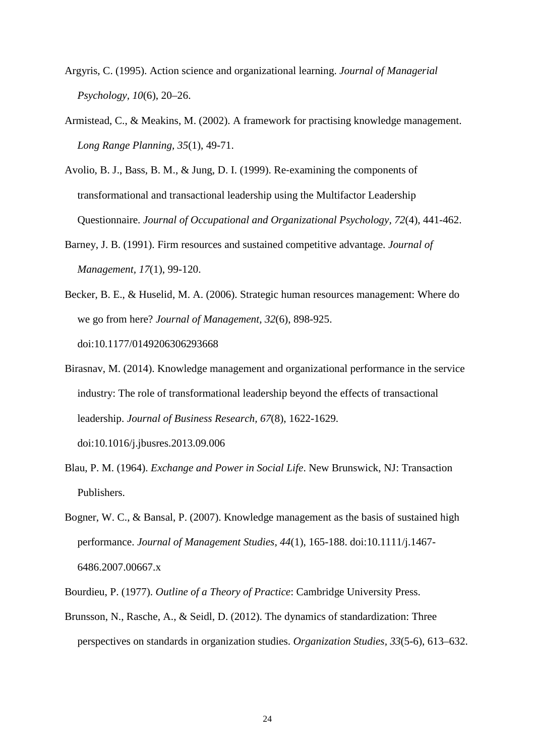Argyris, C. (1995). Action science and organizational learning. *Journal of Managerial Psychology, 10*(6), 20–26.

Armistead, C., & Meakins, M. (2002). A framework for practising knowledge management. *Long Range Planning, 35*(1), 49-71.

Avolio, B. J., Bass, B. M., & Jung, D. I. (1999). Re-examining the components of transformational and transactional leadership using the Multifactor Leadership Questionnaire. *Journal of Occupational and Organizational Psychology, 72*(4), 441-462.

Barney, J. B. (1991). Firm resources and sustained competitive advantage. *Journal of Management, 17*(1), 99-120.

Becker, B. E., & Huselid, M. A. (2006). Strategic human resources management: Where do we go from here? *Journal of Management, 32*(6), 898-925. doi:10.1177/0149206306293668

Birasnav, M. (2014). Knowledge management and organizational performance in the service industry: The role of transformational leadership beyond the effects of transactional leadership. *Journal of Business Research, 67*(8), 1622-1629. doi:10.1016/j.jbusres.2013.09.006

Blau, P. M. (1964). *Exchange and Power in Social Life*. New Brunswick, NJ: Transaction Publishers.

Bogner, W. C., & Bansal, P. (2007). Knowledge management as the basis of sustained high performance. *Journal of Management Studies, 44*(1), 165-188. doi:10.1111/j.1467-6486.2007.00667.x

Bourdieu, P. (1977). *Outline of a Theory of Practice*: Cambridge University Press.

Brunsson, N., Rasche, A., & Seidl, D. (2012). The dynamics of standardization: Three perspectives on standards in organization studies. *Organization Studies, 33*(5-6), 613–632.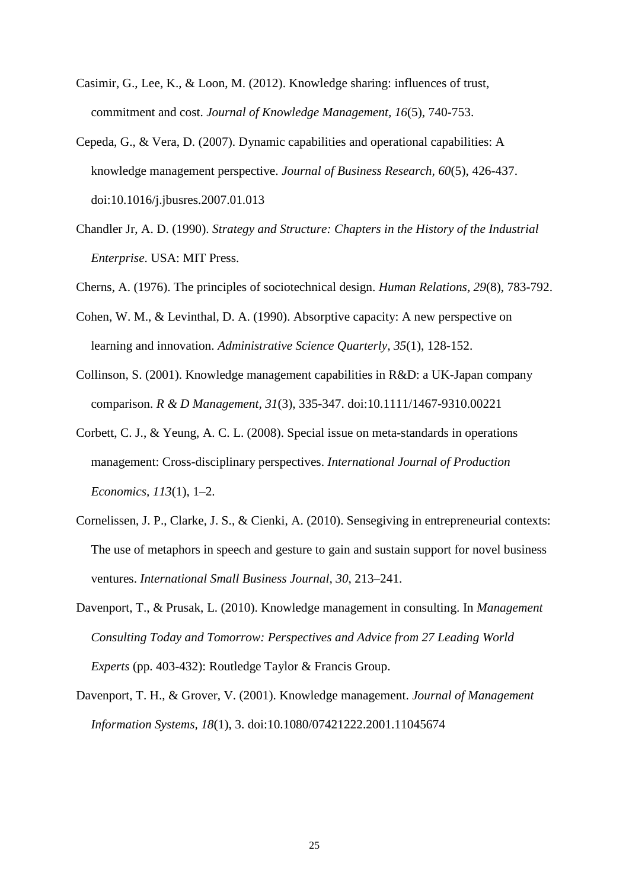Casimir, G., Lee, K., & Loon, M. (2012). Knowledge sharing: influences of trust, commitment and cost. *Journal of Knowledge Management, 16*(5), 740-753.

Cepeda, G., & Vera, D. (2007). Dynamic capabilities and operational capabilities: A knowledge management perspective. *Journal of Business Research, 60*(5), 426-437. doi:10.1016/j.jbusres.2007.01.013

Chandler Jr, A. D. (1990). *Strategy and Structure: Chapters in the History of the Industrial Enterprise*. USA: MIT Press.

Cherns, A. (1976). The principles of sociotechnical design. *Human Relations, 29*(8), 783-792.

Cohen, W. M., & Levinthal, D. A. (1990). Absorptive capacity: A new perspective on learning and innovation. *Administrative Science Quarterly, 35*(1), 128-152.

Collinson, S. (2001). Knowledge management capabilities in R&D: a UK-Japan company comparison. *R & D Management, 31*(3), 335-347. doi:10.1111/1467-9310.00221

Corbett, C. J., & Yeung, A. C. L. (2008). Special issue on meta-standards in operations management: Cross-disciplinary perspectives. *International Journal of Production Economics, 113*(1), 1–2.

Cornelissen, J. P., Clarke, J. S., & Cienki, A. (2010). Sensegiving in entrepreneurial contexts: The use of metaphors in speech and gesture to gain and sustain support for novel business ventures. *International Small Business Journal, 30*, 213–241.

Davenport, T., & Prusak, L. (2010). Knowledge management in consulting. In *Management Consulting Today and Tomorrow: Perspectives and Advice from 27 Leading World Experts* (pp. 403-432): Routledge Taylor & Francis Group.

Davenport, T. H., & Grover, V. (2001). Knowledge management. *Journal of Management Information Systems, 18*(1), 3. doi:10.1080/07421222.2001.11045674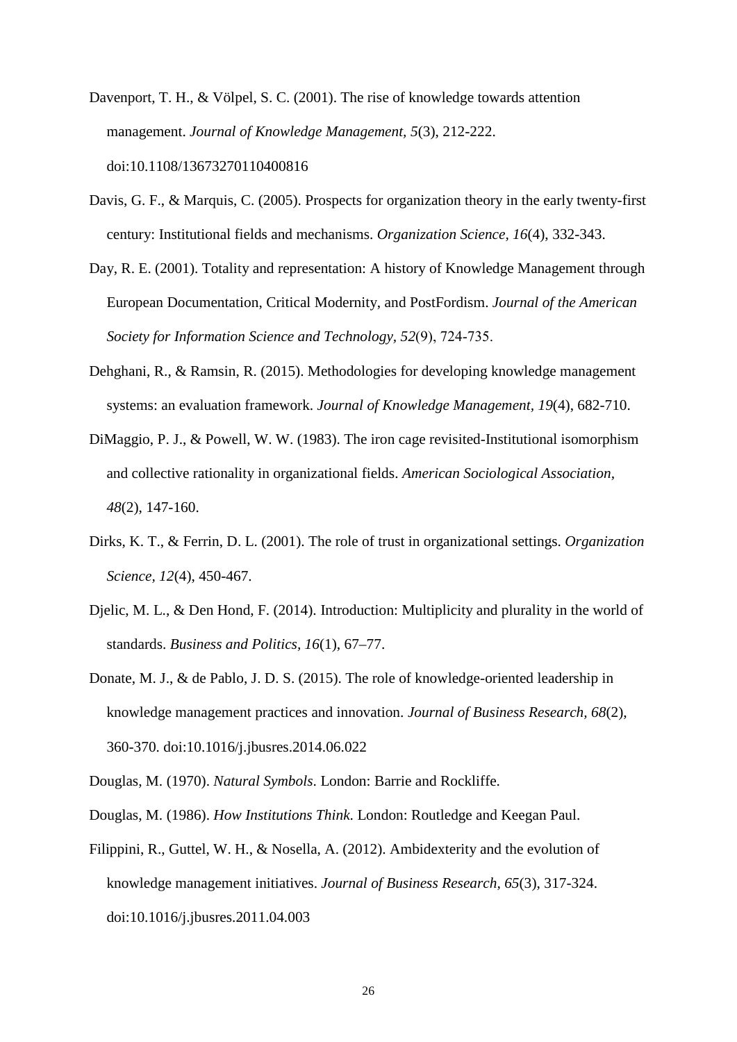Davenport, T. H., & Völpel, S. C. (2001). The rise of knowledge towards attention management. *Journal of Knowledge Management, 5*(3), 212-222. doi:10.1108/13673270110400816

Davis, G. F., & Marquis, C. (2005). Prospects for organization theory in the early twenty-first century: Institutional fields and mechanisms. *Organization Science, 16*(4), 332-343.

Day, R. E. (2001). Totality and representation: A history of Knowledge Management through European Documentation, Critical Modernity, and PostFordism. *Journal of the American Society for Information Science and Technology, 52*(9), 724-735.

Dehghani, R., & Ramsin, R. (2015). Methodologies for developing knowledge management systems: an evaluation framework. *Journal of Knowledge Management, 19*(4), 682-710.

DiMaggio, P. J., & Powell, W. W. (1983). The iron cage revisited-Institutional isomorphism and collective rationality in organizational fields. *American Sociological Association, 48*(2), 147-160.

Dirks, K. T., & Ferrin, D. L. (2001). The role of trust in organizational settings. *Organization Science, 12*(4), 450-467.

Djelic, M. L., & Den Hond, F. (2014). Introduction: Multiplicity and plurality in the world of standards. *Business and Politics, 16*(1), 67–77.

Donate, M. J., & de Pablo, J. D. S. (2015). The role of knowledge-oriented leadership in knowledge management practices and innovation. *Journal of Business Research, 68*(2), 360-370. doi:10.1016/j.jbusres.2014.06.022

Douglas, M. (1970). *Natural Symbols*. London: Barrie and Rockliffe.

Douglas, M. (1986). *How Institutions Think*. London: Routledge and Keegan Paul.

Filippini, R., Guttel, W. H., & Nosella, A. (2012). Ambidexterity and the evolution of knowledge management initiatives. *Journal of Business Research, 65*(3), 317-324. doi:10.1016/j.jbusres.2011.04.003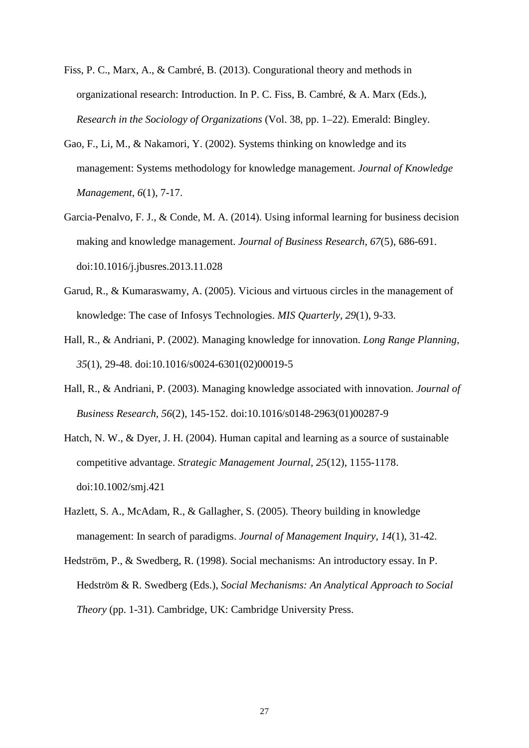Fiss, P. C., Marx, A., & Cambré, B. (2013). Congurational theory and methods in organizational research: Introduction. In P. C. Fiss, B. Cambré, & A. Marx (Eds.), *Research in the Sociology of Organizations* (Vol. 38, pp. 1–22). Emerald: Bingley.

Gao, F., Li, M., & Nakamori, Y. (2002). Systems thinking on knowledge and its management: Systems methodology for knowledge management. *Journal of Knowledge Management, 6*(1), 7-17.

Garcia-Penalvo, F. J., & Conde, M. A. (2014). Using informal learning for business decision making and knowledge management. *Journal of Business Research, 67*(5), 686-691. doi:10.1016/j.jbusres.2013.11.028

Garud, R., & Kumaraswamy, A. (2005). Vicious and virtuous circles in the management of knowledge: The case of Infosys Technologies. *MIS Quarterly, 29*(1), 9-33.

Hall, R., & Andriani, P. (2002). Managing knowledge for innovation. *Long Range Planning, 35*(1), 29-48. doi:10.1016/s0024-6301(02)00019-5

Hall, R., & Andriani, P. (2003). Managing knowledge associated with innovation. *Journal of Business Research, 56*(2), 145-152. doi:10.1016/s0148-2963(01)00287-9

Hatch, N. W., & Dyer, J. H. (2004). Human capital and learning as a source of sustainable competitive advantage. *Strategic Management Journal, 25*(12), 1155-1178. doi:10.1002/smj.421

Hazlett, S. A., McAdam, R., & Gallagher, S. (2005). Theory building in knowledge management: In search of paradigms. *Journal of Management Inquiry, 14*(1), 31-42.

Hedström, P., & Swedberg, R. (1998). Social mechanisms: An introductory essay. In P. Hedström & R. Swedberg (Eds.), *Social Mechanisms: An Analytical Approach to Social Theory* (pp. 1-31). Cambridge, UK: Cambridge University Press.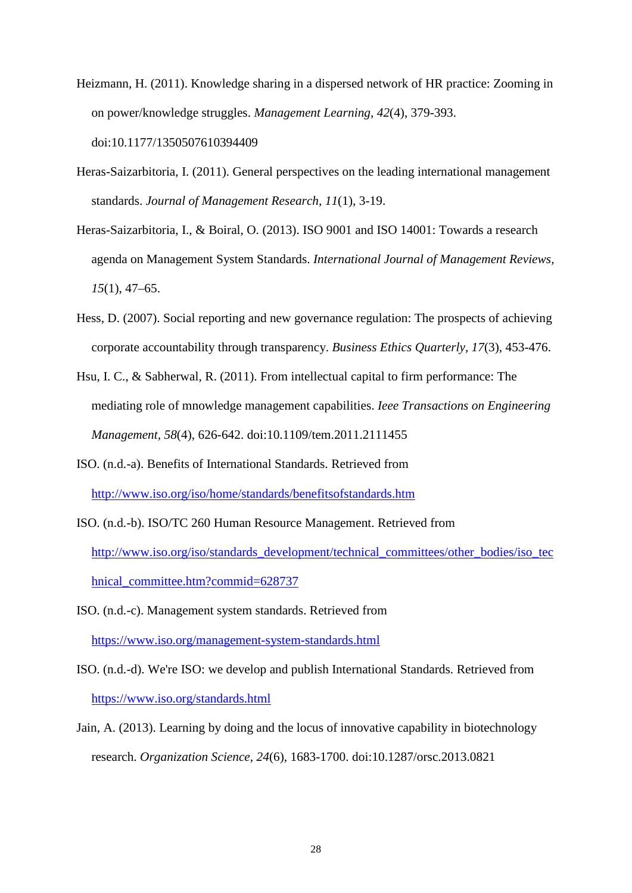Heizmann, H. (2011). Knowledge sharing in a dispersed network of HR practice: Zooming in on power/knowledge struggles. *Management Learning, 42*(4), 379-393. doi:10.1177/1350507610394409

Heras-Saizarbitoria, I. (2011). General perspectives on the leading international management standards. *Journal of Management Research*, *11*(1), 3-19.

Heras-Saizarbitoria, I., & Boiral, O. (2013). ISO 9001 and ISO 14001: Towards a research agenda on Management System Standards. *International Journal of Management Reviews*, *15*(1), 47–65.

Hess, D. (2007). Social reporting and new governance regulation: The prospects of achieving corporate accountability through transparency. *Business Ethics Quarterly, 17*(3), 453-476.

Hsu, I. C., & Sabherwal, R. (2011). From intellectual capital to firm performance: The mediating role of mnowledge management capabilities. *Ieee Transactions on Engineering Management, 58*(4), 626-642. doi:10.1109/tem.2011.2111455

ISO. (n.d.-a). Benefits of International Standards. Retrieved from http://www.iso.org/iso/home/standards/benefitsofstandards.htm

ISO. (n.d.-b). ISO/TC 260 Human Resource Management. Retrieved from http://www.iso.org/iso/standards_development/technical_committees/other_bodies/iso_technical_committee.htm?commid=628737

ISO. (n.d.-c). Management system standards. Retrieved from https://www.iso.org/management-system-standards.html

ISO. (n.d.-d). We're ISO: we develop and publish International Standards. Retrieved from https://www.iso.org/standards.html

Jain, A. (2013). Learning by doing and the locus of innovative capability in biotechnology research. *Organization Science, 24*(6), 1683-1700. doi:10.1287/orsc.2013.0821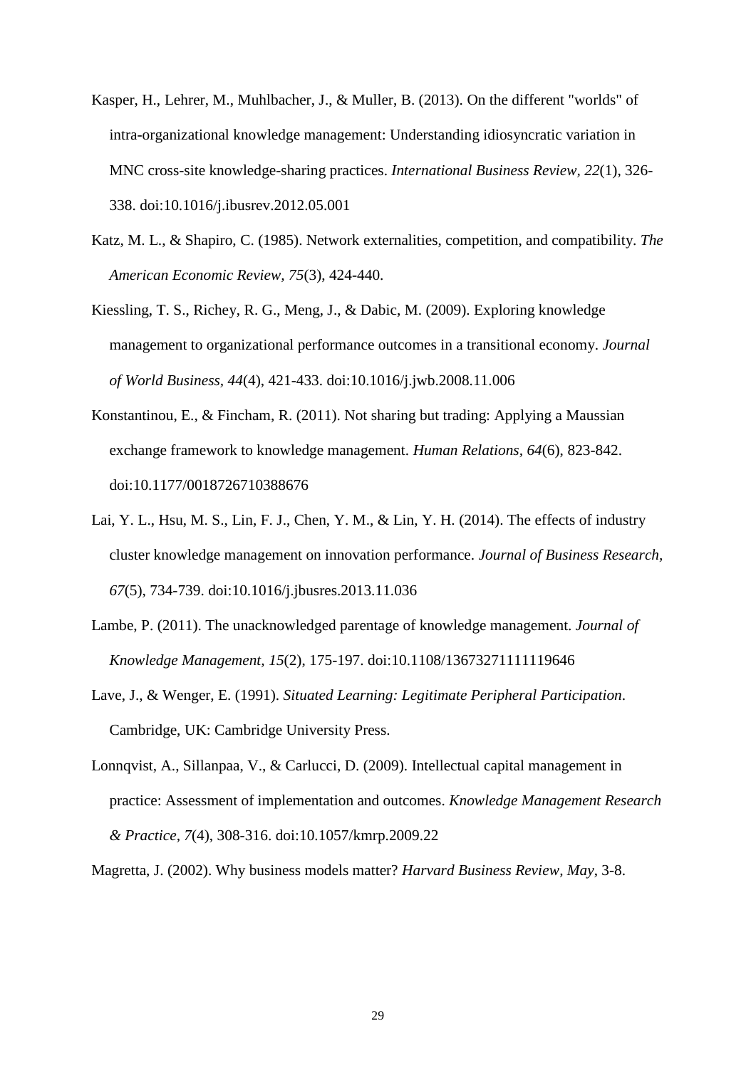Kasper, H., Lehrer, M., Muhlbacher, J., & Muller, B. (2013). On the different "worlds" of intra-organizational knowledge management: Understanding idiosyncratic variation in MNC cross-site knowledge-sharing practices. *International Business Review, 22*(1), 326-338. doi:10.1016/j.ibusrev.2012.05.001

Katz, M. L., & Shapiro, C. (1985). Network externalities, competition, and compatibility. *The American Economic Review, 75*(3), 424-440.

Kiessling, T. S., Richey, R. G., Meng, J., & Dabic, M. (2009). Exploring knowledge management to organizational performance outcomes in a transitional economy. *Journal of World Business, 44*(4), 421-433. doi:10.1016/j.jwb.2008.11.006

Konstantinou, E., & Fincham, R. (2011). Not sharing but trading: Applying a Maussian exchange framework to knowledge management. *Human Relations, 64*(6), 823-842. doi:10.1177/0018726710388676

Lai, Y. L., Hsu, M. S., Lin, F. J., Chen, Y. M., & Lin, Y. H. (2014). The effects of industry cluster knowledge management on innovation performance. *Journal of Business Research, 67*(5), 734-739. doi:10.1016/j.jbusres.2013.11.036

Lambe, P. (2011). The unacknowledged parentage of knowledge management. *Journal of Knowledge Management, 15*(2), 175-197. doi:10.1108/13673271111119646

Lave, J., & Wenger, E. (1991). *Situated Learning: Legitimate Peripheral Participation*. Cambridge, UK: Cambridge University Press.

Lonnqvist, A., Sillanpaa, V., & Carlucci, D. (2009). Intellectual capital management in practice: Assessment of implementation and outcomes. *Knowledge Management Research & Practice, 7*(4), 308-316. doi:10.1057/kmrp.2009.22

Magretta, J. (2002). Why business models matter? *Harvard Business Review, May*, 3-8.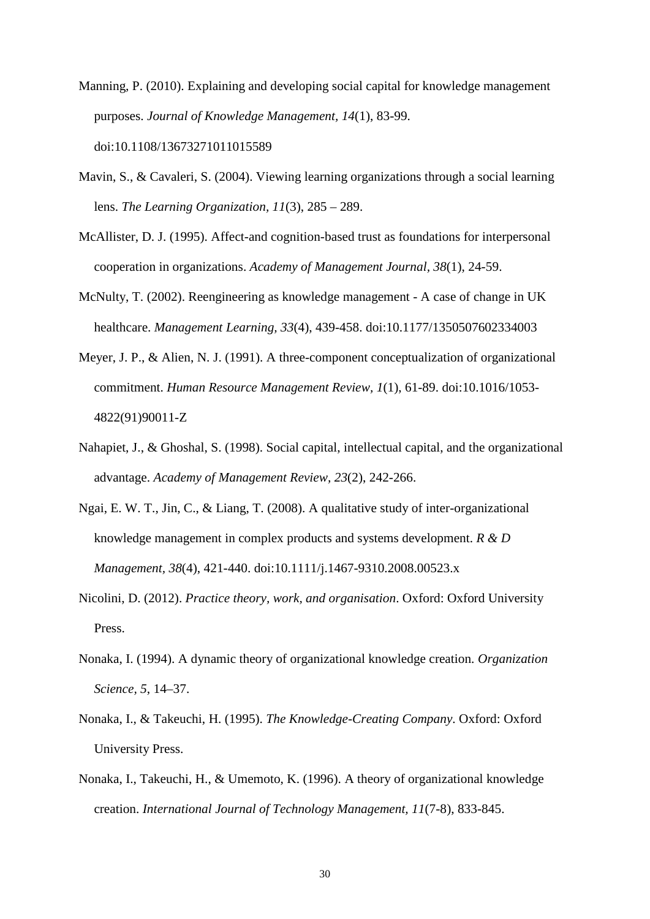Manning, P. (2010). Explaining and developing social capital for knowledge management purposes. *Journal of Knowledge Management, 14*(1), 83-99. doi:10.1108/13673271011015589

Mavin, S., & Cavaleri, S. (2004). Viewing learning organizations through a social learning lens. *The Learning Organization, 11*(3), 285 – 289.

McAllister, D. J. (1995). Affect-and cognition-based trust as foundations for interpersonal cooperation in organizations. *Academy of Management Journal, 38*(1), 24-59.

McNulty, T. (2002). Reengineering as knowledge management - A case of change in UK healthcare. *Management Learning, 33*(4), 439-458. doi:10.1177/1350507602334003

Meyer, J. P., & Alien, N. J. (1991). A three-component conceptualization of organizational commitment. *Human Resource Management Review, 1*(1), 61-89. doi:10.1016/1053-4822(91)90011-Z

Nahapiet, J., & Ghoshal, S. (1998). Social capital, intellectual capital, and the organizational advantage. *Academy of Management Review, 23*(2), 242-266.

Ngai, E. W. T., Jin, C., & Liang, T. (2008). A qualitative study of inter-organizational knowledge management in complex products and systems development. *R & D Management, 38*(4), 421-440. doi:10.1111/j.1467-9310.2008.00523.x

Nicolini, D. (2012). *Practice theory, work, and organisation*. Oxford: Oxford University Press.

Nonaka, I. (1994). A dynamic theory of organizational knowledge creation. *Organization Science, 5*, 14–37.

Nonaka, I., & Takeuchi, H. (1995). *The Knowledge-Creating Company*. Oxford: Oxford University Press.

Nonaka, I., Takeuchi, H., & Umemoto, K. (1996). A theory of organizational knowledge creation. *International Journal of Technology Management, 11*(7-8), 833-845.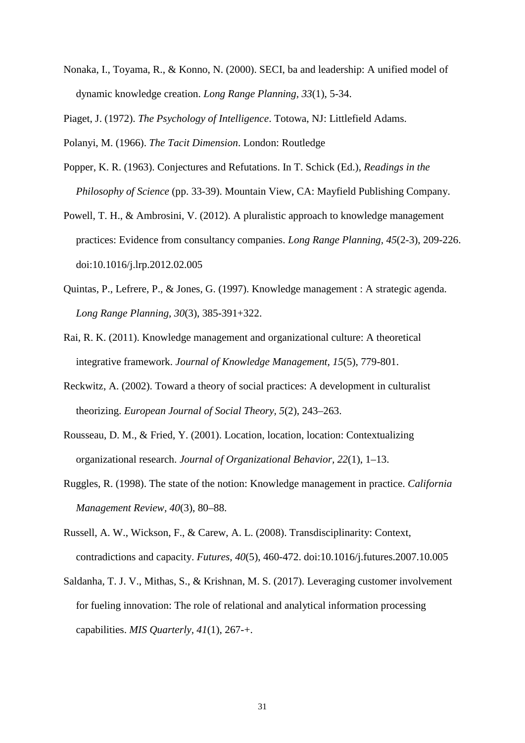Nonaka, I., Toyama, R., & Konno, N. (2000). SECI, ba and leadership: A unified model of dynamic knowledge creation. *Long Range Planning*, *33*(1), 5-34.

Piaget, J. (1972). *The Psychology of Intelligence*. Totowa, NJ: Littlefield Adams.

Polanyi, M. (1966). *The Tacit Dimension*. London: Routledge

Popper, K. R. (1963). Conjectures and Refutations. In T. Schick (Ed.), *Readings in the Philosophy of Science* (pp. 33-39). Mountain View, CA: Mayfield Publishing Company.

Powell, T. H., & Ambrosini, V. (2012). A pluralistic approach to knowledge management practices: Evidence from consultancy companies. *Long Range Planning*, *45*(2-3), 209-226. doi:10.1016/j.lrp.2012.02.005

Quintas, P., Lefrere, P., & Jones, G. (1997). Knowledge management : A strategic agenda. *Long Range Planning*, *30*(3), 385-391+322.

Rai, R. K. (2011). Knowledge management and organizational culture: A theoretical integrative framework. *Journal of Knowledge Management*, *15*(5), 779-801.

Reckwitz, A. (2002). Toward a theory of social practices: A development in culturalist theorizing. *European Journal of Social Theory*, *5*(2), 243–263.

Rousseau, D. M., & Fried, Y. (2001). Location, location, location: Contextualizing organizational research. *Journal of Organizational Behavior*, *22*(1), 1–13.

Ruggles, R. (1998). The state of the notion: Knowledge management in practice. *California Management Review*, *40*(3), 80–88.

Russell, A. W., Wickson, F., & Carew, A. L. (2008). Transdisciplinarity: Context, contradictions and capacity. *Futures*, *40*(5), 460-472. doi:10.1016/j.futures.2007.10.005

Saldanha, T. J. V., Mithas, S., & Krishnan, M. S. (2017). Leveraging customer involvement for fueling innovation: The role of relational and analytical information processing capabilities. *MIS Quarterly*, *41*(1), 267-+.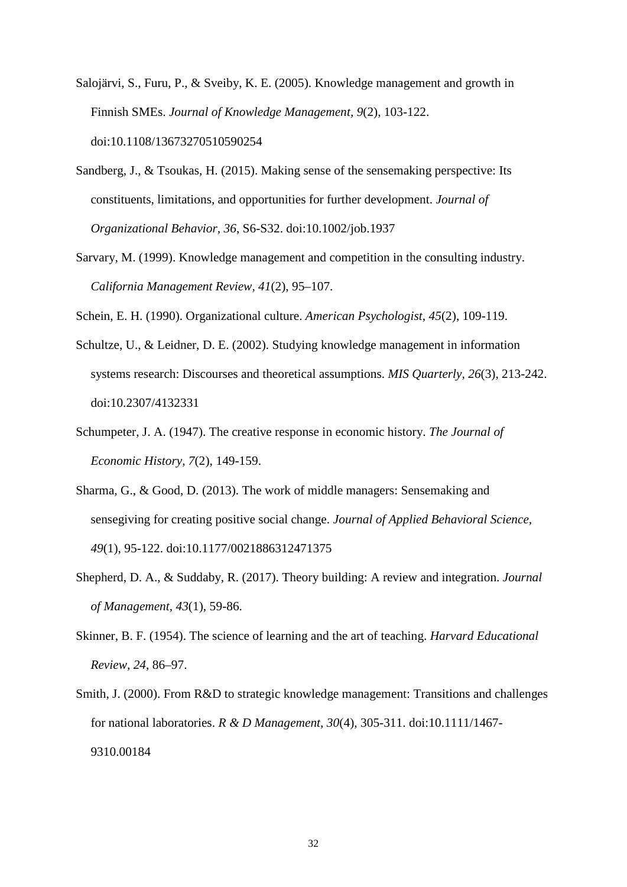Salojärvi, S., Furu, P., & Sveiby, K. E. (2005). Knowledge management and growth in Finnish SMEs. *Journal of Knowledge Management, 9*(2), 103-122. doi:10.1108/13673270510590254

Sandberg, J., & Tsoukas, H. (2015). Making sense of the sensemaking perspective: Its constituents, limitations, and opportunities for further development. *Journal of Organizational Behavior, 36*, S6-S32. doi:10.1002/job.1937

Sarvary, M. (1999). Knowledge management and competition in the consulting industry. *California Management Review, 41*(2), 95–107.

Schein, E. H. (1990). Organizational culture. *American Psychologist, 45*(2), 109-119.

Schultze, U., & Leidner, D. E. (2002). Studying knowledge management in information systems research: Discourses and theoretical assumptions. *MIS Quarterly, 26*(3), 213-242. doi:10.2307/4132331

Schumpeter, J. A. (1947). The creative response in economic history. *The Journal of Economic History, 7*(2), 149-159.

Sharma, G., & Good, D. (2013). The work of middle managers: Sensemaking and sensegiving for creating positive social change. *Journal of Applied Behavioral Science, 49*(1), 95-122. doi:10.1177/0021886312471375

Shepherd, D. A., & Suddaby, R. (2017). Theory building: A review and integration. *Journal of Management, 43*(1), 59-86.

Skinner, B. F. (1954). The science of learning and the art of teaching. *Harvard Educational Review, 24*, 86–97.

Smith, J. (2000). From R&D to strategic knowledge management: Transitions and challenges for national laboratories. *R & D Management, 30*(4), 305-311. doi:10.1111/1467-9310.00184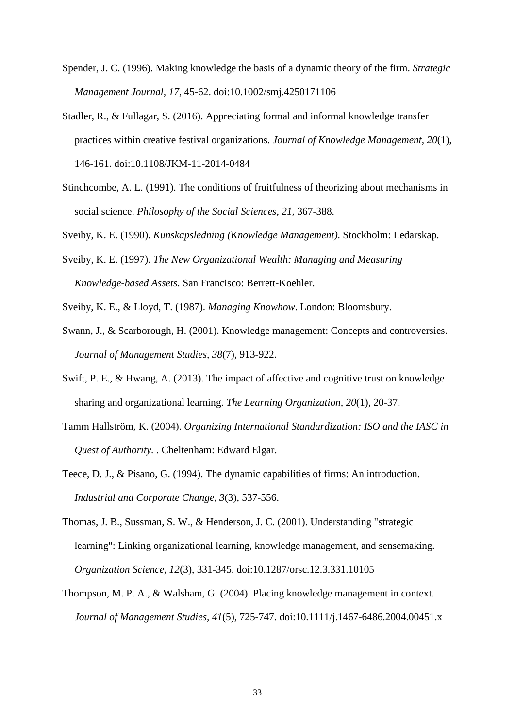Spender, J. C. (1996). Making knowledge the basis of a dynamic theory of the firm. *Strategic Management Journal, 17*, 45-62. doi:10.1002/smj.4250171106

Stadler, R., & Fullagar, S. (2016). Appreciating formal and informal knowledge transfer practices within creative festival organizations. *Journal of Knowledge Management, 20*(1), 146-161. doi:10.1108/JKM-11-2014-0484

Stinchcombe, A. L. (1991). The conditions of fruitfulness of theorizing about mechanisms in social science. *Philosophy of the Social Sciences, 21*, 367-388.

Sveiby, K. E. (1990). *Kunskapsledning (Knowledge Management)*. Stockholm: Ledarskap.

Sveiby, K. E. (1997). *The New Organizational Wealth: Managing and Measuring Knowledge-based Assets*. San Francisco: Berrett-Koehler.

Sveiby, K. E., & Lloyd, T. (1987). *Managing Knowhow*. London: Bloomsbury.

Swann, J., & Scarborough, H. (2001). Knowledge management: Concepts and controversies. *Journal of Management Studies, 38*(7), 913-922.

Swift, P. E., & Hwang, A. (2013). The impact of affective and cognitive trust on knowledge sharing and organizational learning. *The Learning Organization, 20*(1), 20-37.

Tamm Hallström, K. (2004). *Organizing International Standardization: ISO and the IASC in Quest of Authority.* . Cheltenham: Edward Elgar.

Teece, D. J., & Pisano, G. (1994). The dynamic capabilities of firms: An introduction. *Industrial and Corporate Change, 3*(3), 537-556.

Thomas, J. B., Sussman, S. W., & Henderson, J. C. (2001). Understanding "strategic learning": Linking organizational learning, knowledge management, and sensemaking. *Organization Science, 12*(3), 331-345. doi:10.1287/orsc.12.3.331.10105

Thompson, M. P. A., & Walsham, G. (2004). Placing knowledge management in context. *Journal of Management Studies, 41*(5), 725-747. doi:10.1111/j.1467-6486.2004.00451.x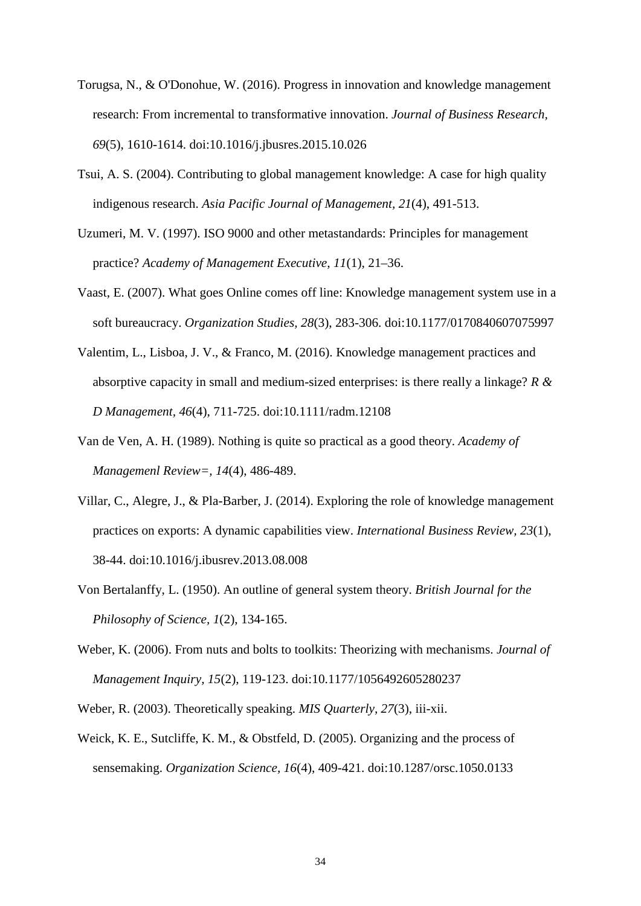Torugsa, N., & O'Donohue, W. (2016). Progress in innovation and knowledge management research: From incremental to transformative innovation. *Journal of Business Research, 69*(5), 1610-1614. doi:10.1016/j.jbusres.2015.10.026

Tsui, A. S. (2004). Contributing to global management knowledge: A case for high quality indigenous research. *Asia Pacific Journal of Management, 21*(4), 491-513.

Uzumeri, M. V. (1997). ISO 9000 and other metastandards: Principles for management practice? *Academy of Management Executive, 11*(1), 21–36.

Vaast, E. (2007). What goes Online comes off line: Knowledge management system use in a soft bureaucracy. *Organization Studies, 28*(3), 283-306. doi:10.1177/0170840607075997

Valentim, L., Lisboa, J. V., & Franco, M. (2016). Knowledge management practices and absorptive capacity in small and medium-sized enterprises: is there really a linkage? *R & D Management, 46*(4), 711-725. doi:10.1111/radm.12108

Van de Ven, A. H. (1989). Nothing is quite so practical as a good theory. *Academy of Managemenl Review=, 14*(4), 486-489.

Villar, C., Alegre, J., & Pla-Barber, J. (2014). Exploring the role of knowledge management practices on exports: A dynamic capabilities view. *International Business Review, 23*(1), 38-44. doi:10.1016/j.ibusrev.2013.08.008

Von Bertalanffy, L. (1950). An outline of general system theory. *British Journal for the Philosophy of Science, 1*(2), 134-165.

Weber, K. (2006). From nuts and bolts to toolkits: Theorizing with mechanisms. *Journal of Management Inquiry, 15*(2), 119-123. doi:10.1177/1056492605280237

Weber, R. (2003). Theoretically speaking. *MIS Quarterly, 27*(3), iii-xii.

Weick, K. E., Sutcliffe, K. M., & Obstfeld, D. (2005). Organizing and the process of sensemaking. *Organization Science, 16*(4), 409-421. doi:10.1287/orsc.1050.0133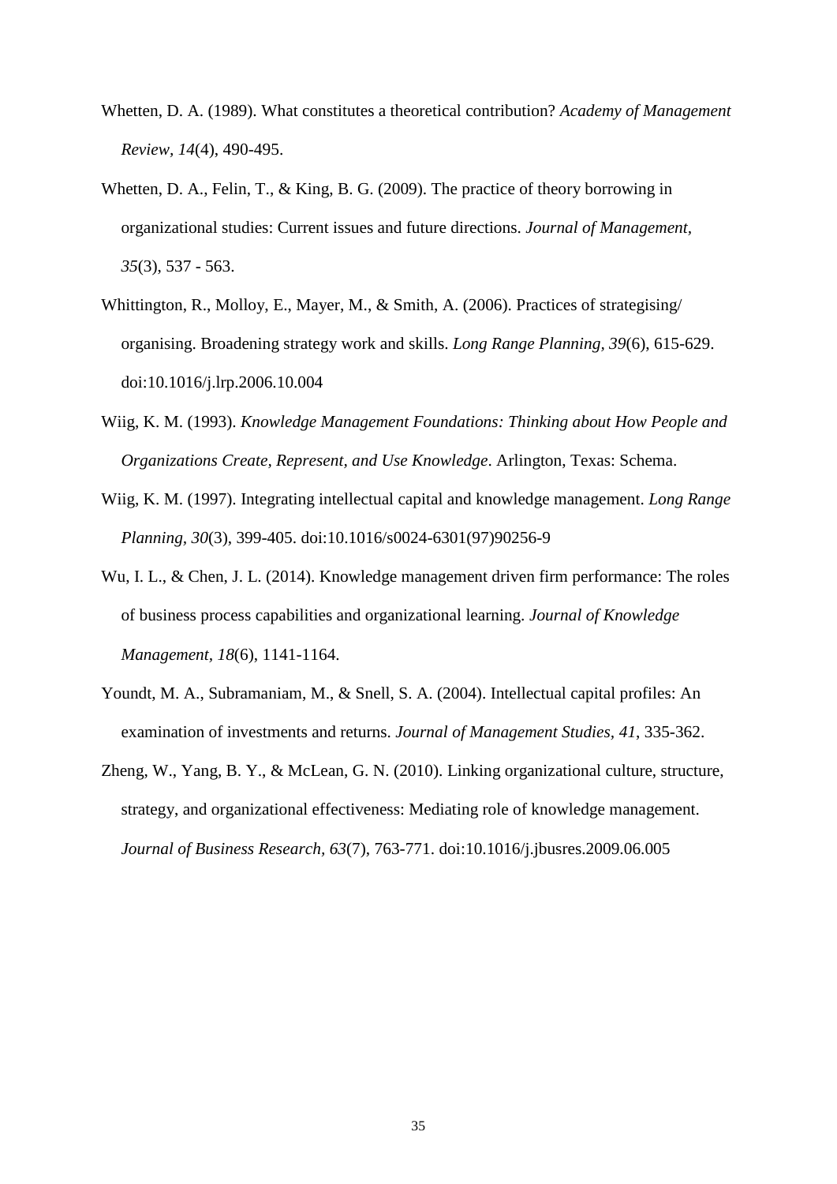Whetten, D. A. (1989). What constitutes a theoretical contribution? *Academy of Management Review, 14*(4), 490-495.

Whetten, D. A., Felin, T., & King, B. G. (2009). The practice of theory borrowing in organizational studies: Current issues and future directions. *Journal of Management, 35*(3), 537 - 563.

Whittington, R., Molloy, E., Mayer, M., & Smith, A. (2006). Practices of strategising/ organising. Broadening strategy work and skills. *Long Range Planning, 39*(6), 615-629. doi:10.1016/j.lrp.2006.10.004

Wiig, K. M. (1993). *Knowledge Management Foundations: Thinking about How People and Organizations Create, Represent, and Use Knowledge*. Arlington, Texas: Schema.

Wiig, K. M. (1997). Integrating intellectual capital and knowledge management. *Long Range Planning, 30*(3), 399-405. doi:10.1016/s0024-6301(97)90256-9

Wu, I. L., & Chen, J. L. (2014). Knowledge management driven firm performance: The roles of business process capabilities and organizational learning. *Journal of Knowledge Management, 18*(6), 1141-1164.

Youndt, M. A., Subramaniam, M., & Snell, S. A. (2004). Intellectual capital profiles: An examination of investments and returns. *Journal of Management Studies, 41*, 335-362.

Zheng, W., Yang, B. Y., & McLean, G. N. (2010). Linking organizational culture, structure, strategy, and organizational effectiveness: Mediating role of knowledge management. *Journal of Business Research, 63*(7), 763-771. doi:10.1016/j.jbusres.2009.06.005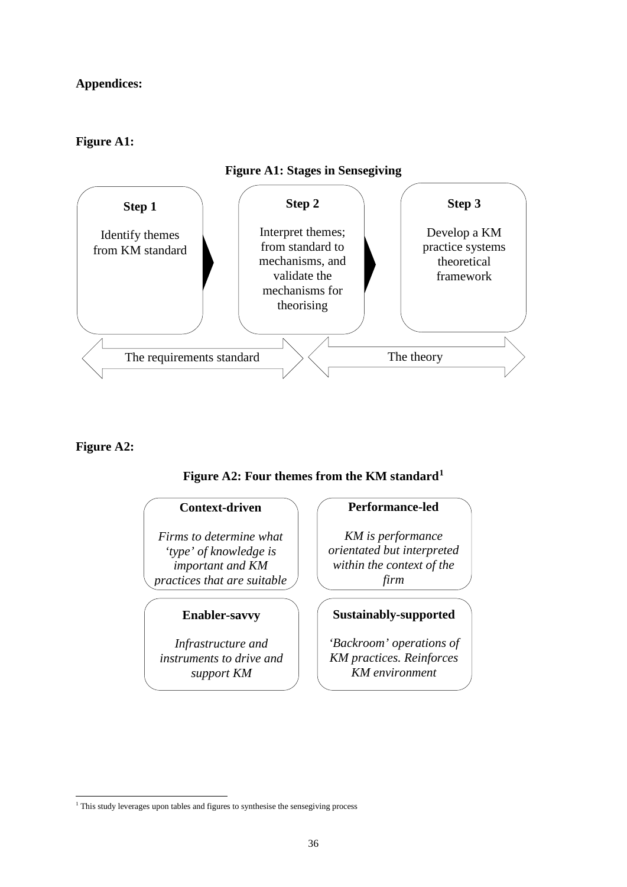**Appendices:**

**Figure A1:**

**Figure A1: Stages in Sensegiving**

**Step 1**

Identify themes from KM standard

**Step 2**

Interpret themes; from standard to mechanisms, and validate the mechanisms for theorising

**Step 3**

Develop a KM practice systems theoretical framework

The requirements standard

The theory

**Figure A2:**

**Figure A2: Four themes from the KM standard**[1]

**Context-driven**

*Firms to determine what 'type' of knowledge is important and KM practices that are suitable*

**Performance-led**

*KM is performance orientated but interpreted within the context of the firm*

**Enabler-savvy**

*Infrastructure and instruments to drive and support KM*

**Sustainably-supported**

*'Backroom' operations of KM practices. Reinforces KM environment*

[1] This study leverages upon tables and figures to synthesise the sensegiving process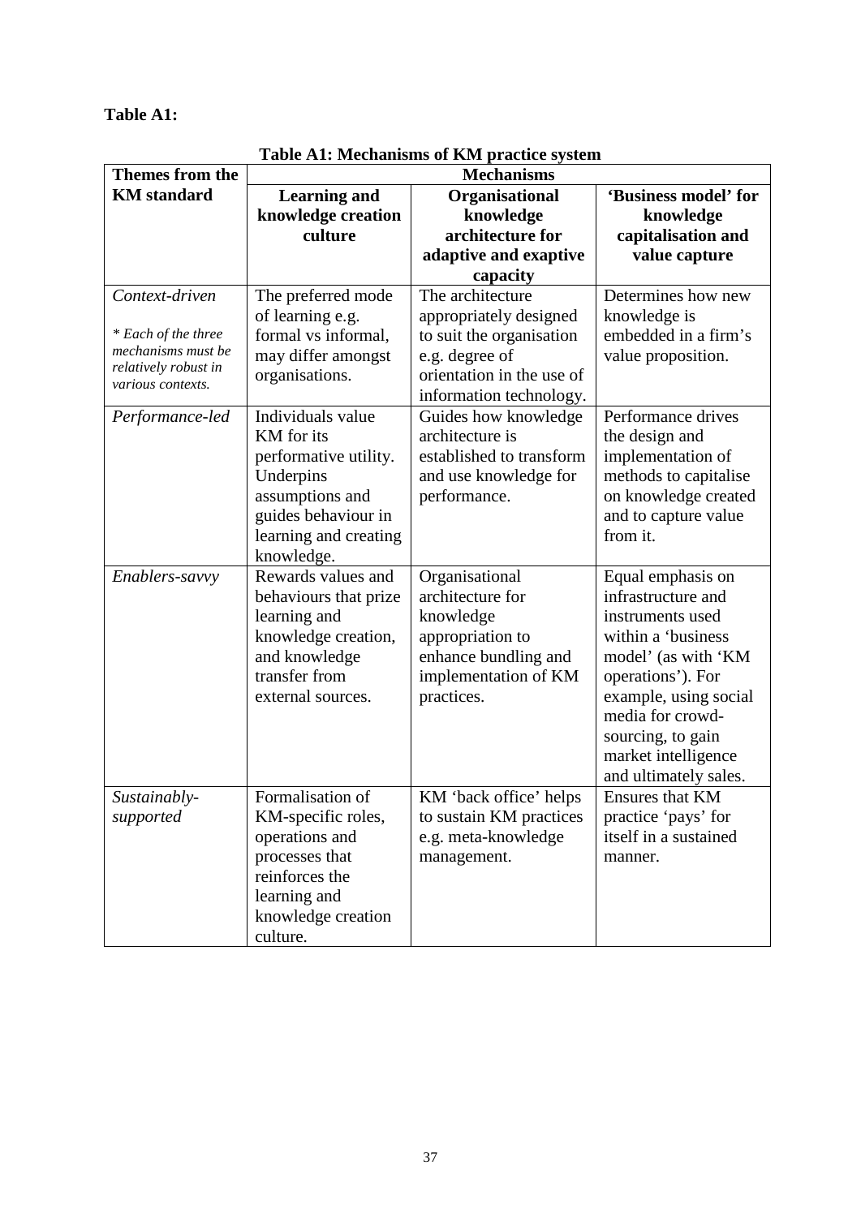**Table A1:**

**Table A1: Mechanisms of KM practice system**

| Themes from the KM standard | Mechanisms | | |
|---|---|---|---|
| | **Learning and knowledge creation culture** | **Organisational knowledge architecture for adaptive and exaptive capacity** | **'Business model' for knowledge capitalisation and value capture** |
| *Context-driven*<br><br>*\* Each of the three mechanisms must be relatively robust in various contexts.* | The preferred mode of learning e.g. formal vs informal, may differ amongst organisations. | The architecture appropriately designed to suit the organisation e.g. degree of orientation in the use of information technology. | Determines how new knowledge is embedded in a firm's value proposition. |
| *Performance-led* | Individuals value KM for its performative utility. Underpins assumptions and guides behaviour in learning and creating knowledge. | Guides how knowledge architecture is established to transform and use knowledge for performance. | Performance drives the design and implementation of methods to capitalise on knowledge created and to capture value from it. |
| *Enablers-savvy* | Rewards values and behaviours that prize learning and knowledge creation, and knowledge transfer from external sources. | Organisational architecture for knowledge appropriation to enhance bundling and implementation of KM practices. | Equal emphasis on infrastructure and instruments used within a 'business model' (as with 'KM operations'). For example, using social media for crowd-sourcing, to gain market intelligence and ultimately sales. |
| *Sustainably-supported* | Formalisation of KM-specific roles, operations and processes that reinforces the learning and knowledge creation culture. | KM 'back office' helps to sustain KM practices e.g. meta-knowledge management. | Ensures that KM practice 'pays' for itself in a sustained manner. |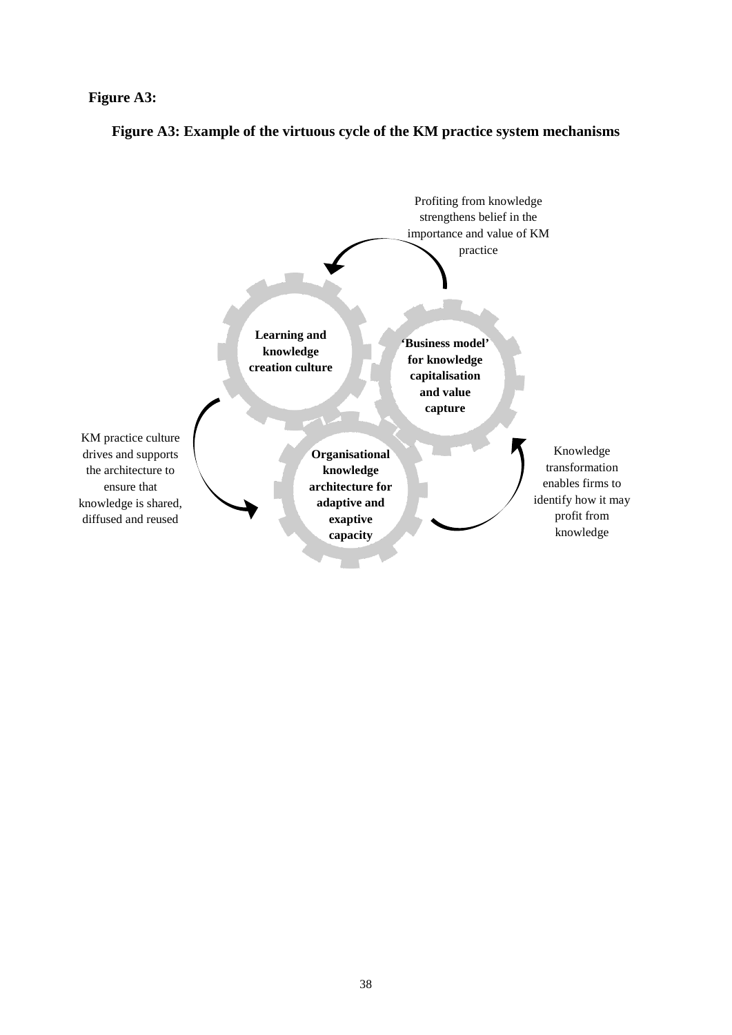**Figure A3:**

**Figure A3: Example of the virtuous cycle of the KM practice system mechanisms**

Profiting from knowledge strengthens belief in the importance and value of KM practice

**Learning and knowledge creation culture**

**'Business model' for knowledge capitalisation and value capture**

KM practice culture drives and supports the architecture to ensure that knowledge is shared, diffused and reused

**Organisational knowledge architecture for adaptive and exaptive capacity**

Knowledge transformation enables firms to identify how it may profit from knowledge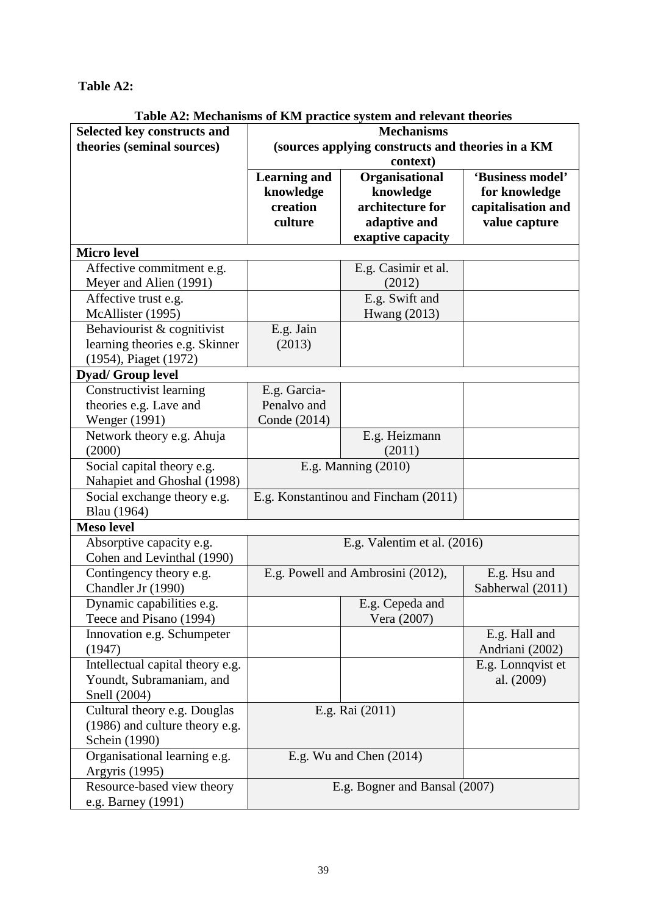**Table A2:**

**Table A2: Mechanisms of KM practice system and relevant theories**

| Selected key constructs and theories (seminal sources) | Mechanisms (sources applying constructs and theories in a KM context) | | |
|---|---|---|---|
| | **Learning and knowledge creation culture** | **Organisational knowledge architecture for adaptive and exaptive capacity** | **'Business model' for knowledge capitalisation and value capture** |
| **Micro level** | | | |
| Affective commitment e.g. Meyer and Alien (1991) | | E.g. Casimir et al. (2012) | |
| Affective trust e.g. McAllister (1995) | | E.g. Swift and Hwang (2013) | |
| Behaviourist & cognitivist learning theories e.g. Skinner (1954), Piaget (1972) | E.g. Jain (2013) | | |
| **Dyad/ Group level** | | | |
| Constructivist learning theories e.g. Lave and Wenger (1991) | E.g. Garcia-Penalvo and Conde (2014) | | |
| Network theory e.g. Ahuja (2000) | | E.g. Heizmann (2011) | |
| Social capital theory e.g. Nahapiet and Ghoshal (1998) | E.g. Manning (2010) | | |
| Social exchange theory e.g. Blau (1964) | E.g. Konstantinou and Fincham (2011) | | |
| **Meso level** | | | |
| Absorptive capacity e.g. Cohen and Levinthal (1990) | E.g. Valentim et al. (2016) | | |
| Contingency theory e.g. Chandler Jr (1990) | E.g. Powell and Ambrosini (2012), | | E.g. Hsu and Sabherwal (2011) |
| Dynamic capabilities e.g. Teece and Pisano (1994) | | E.g. Cepeda and Vera (2007) | |
| Innovation e.g. Schumpeter (1947) | | | E.g. Hall and Andriani (2002) |
| Intellectual capital theory e.g. Youndt, Subramaniam, and Snell (2004) | | | E.g. Lonnqvist et al. (2009) |
| Cultural theory e.g. Douglas (1986) and culture theory e.g. Schein (1990) | E.g. Rai (2011) | | |
| Organisational learning e.g. Argyris (1995) | E.g. Wu and Chen (2014) | | |
| Resource-based view theory e.g. Barney (1991) | E.g. Bogner and Bansal (2007) | | |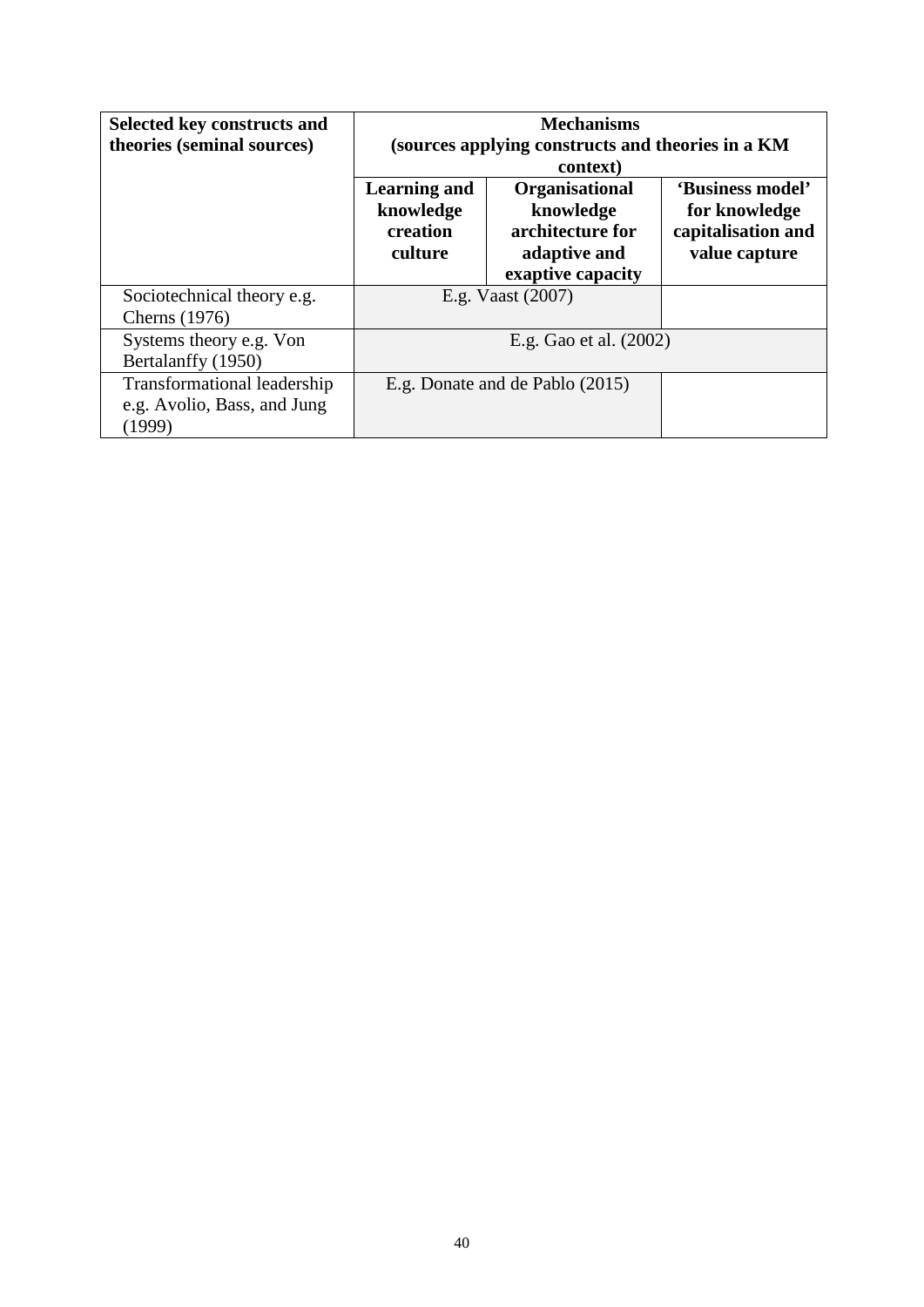| Selected key constructs and theories (seminal sources) | Mechanisms (sources applying constructs and theories in a KM context) | | |
|---|---|---|---|
| | **Learning and knowledge creation culture** | **Organisational knowledge architecture for adaptive and exaptive capacity** | **'Business model' for knowledge capitalisation and value capture** |
| Sociotechnical theory e.g. Cherns (1976) | E.g. Vaast (2007) | | |
| Systems theory e.g. Von Bertalanffy (1950) | E.g. Gao et al. (2002) | | |
| Transformational leadership e.g. Avolio, Bass, and Jung (1999) | E.g. Donate and de Pablo (2015) | | |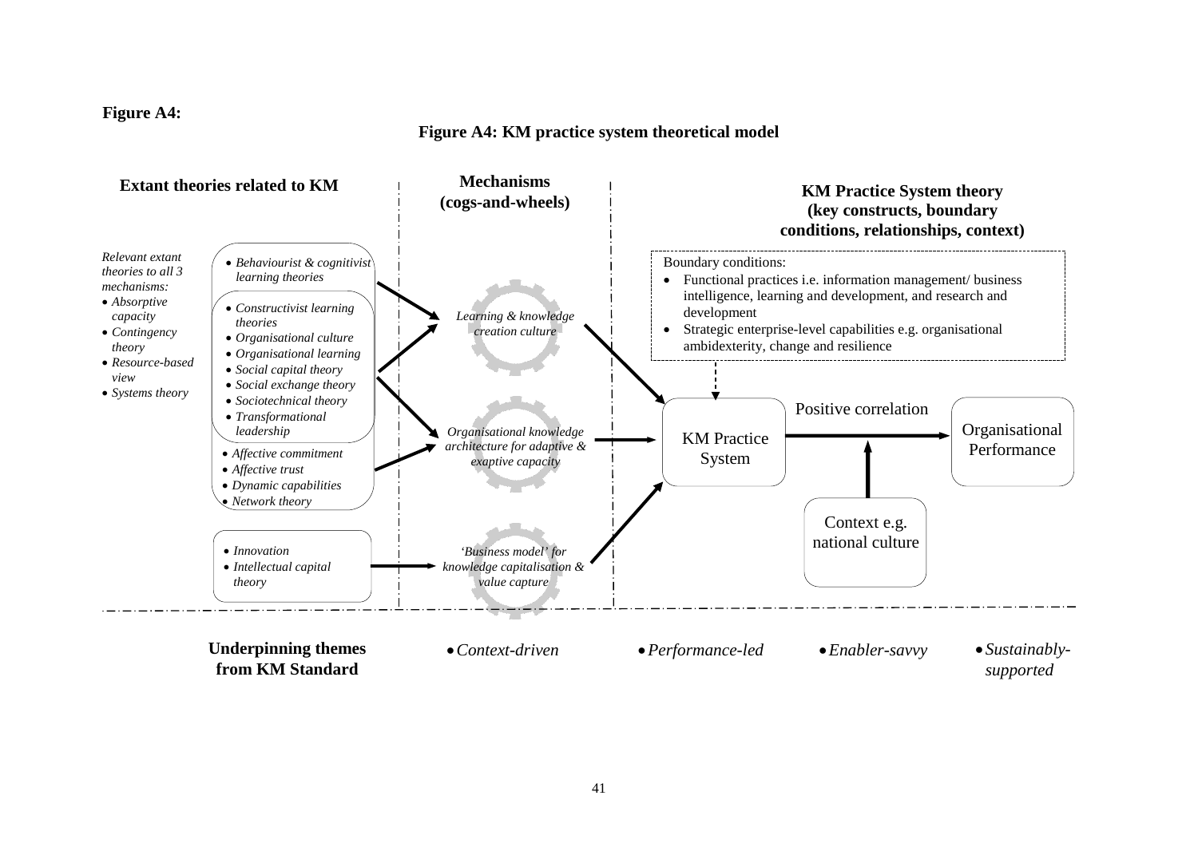**Figure A4:**

**Figure A4: KM practice system theoretical model**

**Extant theories related to KM**

**Mechanisms (cogs-and-wheels)**

**KM Practice System theory (key constructs, boundary conditions, relationships, context)**

*Relevant extant theories to all 3 mechanisms:*
- *Absorptive capacity*
- *Contingency theory*
- *Resource-based view*
- *Systems theory*

- *Behaviourist & cognitivist learning theories*

- *Constructivist learning theories*
- *Organisational culture*
- *Organisational learning*
- *Social capital theory*
- *Social exchange theory*
- *Sociotechnical theory*
- *Transformational leadership*
- *Affective commitment*
- *Affective trust*
- *Dynamic capabilities*
- *Network theory*

- *Innovation*
- *Intellectual capital theory*

*Learning & knowledge creation culture*

*Organisational knowledge architecture for adaptive & exaptive capacity*

*'Business model' for knowledge capitalisation & value capture*

Boundary conditions:
- Functional practices i.e. information management/ business intelligence, learning and development, and research and development
- Strategic enterprise-level capabilities e.g. organisational ambidexterity, change and resilience

KM Practice System

Positive correlation

Organisational Performance

Context e.g. national culture

**Underpinning themes from KM Standard**

- *Context-driven*
- *Performance-led*
- *Enabler-savvy*
- *Sustainably-supported*